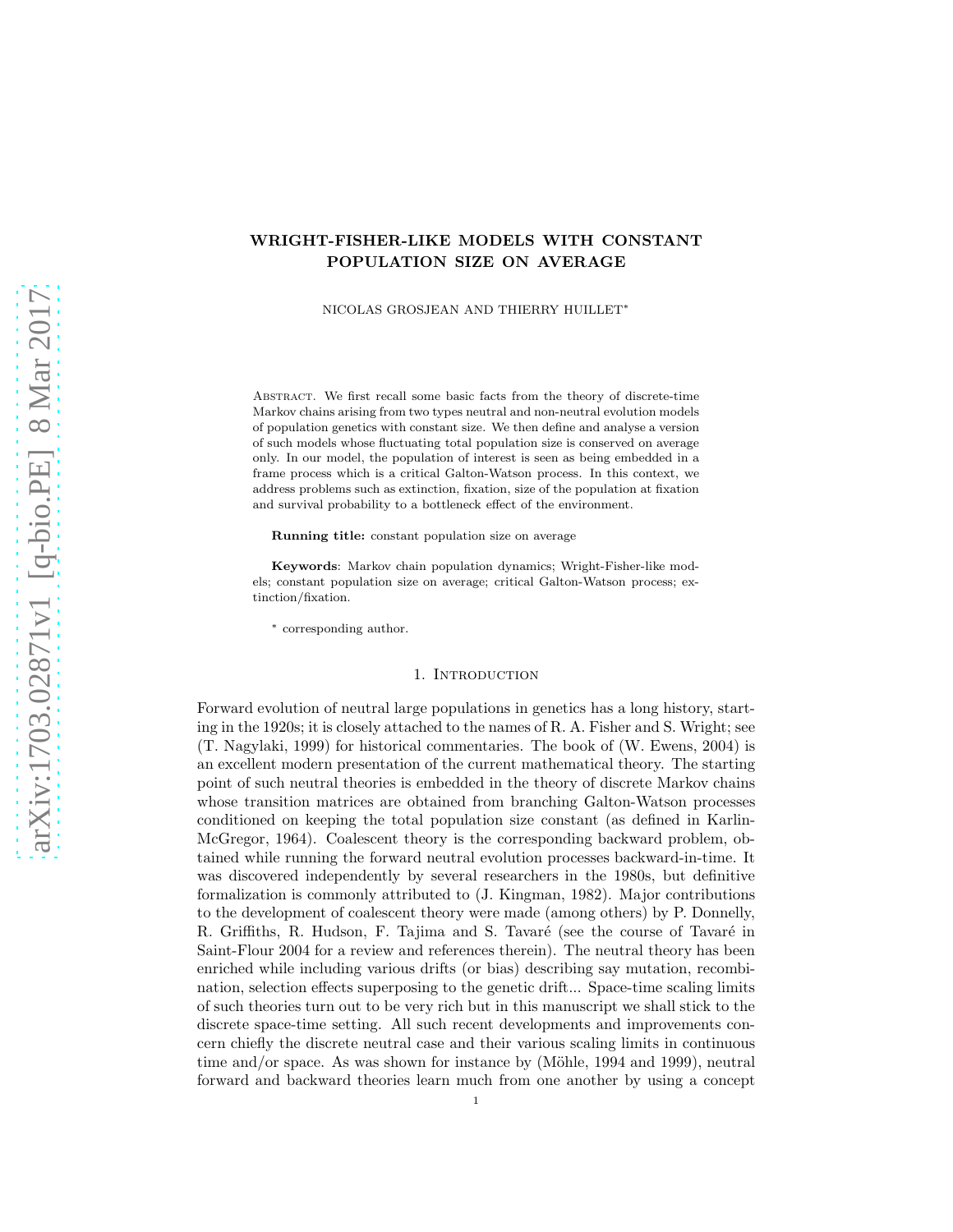# WRIGHT-FISHER-LIKE MODELS WITH CONSTANT POPULATION SIZE ON AVERAGE

NICOLAS GROSJEAN AND THIERRY HUILLET*

Abstract. We first recall some basic facts from the theory of discrete-time Markov chains arising from two types neutral and non-neutral evolution models of population genetics with constant size. We then define and analyse a version of such models whose fluctuating total population size is conserved on average only. In our model, the population of interest is seen as being embedded in a frame process which is a critical Galton-Watson process. In this context, we address problems such as extinction, fixation, size of the population at fixation and survival probability to a bottleneck effect of the environment.

**Running title:** constant population size on average

**Keywords**: Markov chain population dynamics; Wright-Fisher-like models; constant population size on average; critical Galton-Watson process; extinction/fixation.

\* corresponding author.

## 1. Introduction

Forward evolution of neutral large populations in genetics has a long history, starting in the 1920s; it is closely attached to the names of R. A. Fisher and S. Wright; see (T. Nagylaki, 1999) for historical commentaries. The book of (W. Ewens, 2004) is an excellent modern presentation of the current mathematical theory. The starting point of such neutral theories is embedded in the theory of discrete Markov chains whose transition matrices are obtained from branching Galton-Watson processes conditioned on keeping the total population size constant (as defined in Karlin-McGregor, 1964). Coalescent theory is the corresponding backward problem, obtained while running the forward neutral evolution processes backward-in-time. It was discovered independently by several researchers in the 1980s, but definitive formalization is commonly attributed to (J. Kingman, 1982). Major contributions to the development of coalescent theory were made (among others) by P. Donnelly, R. Griffiths, R. Hudson, F. Tajima and S. Tavaré (see the course of Tavaré in Saint-Flour 2004 for a review and references therein). The neutral theory has been enriched while including various drifts (or bias) describing say mutation, recombination, selection effects superposing to the genetic drift... Space-time scaling limits of such theories turn out to be very rich but in this manuscript we shall stick to the discrete space-time setting. All such recent developments and improvements concern chiefly the discrete neutral case and their various scaling limits in continuous time and/or space. As was shown for instance by (Möhle, 1994 and 1999), neutral forward and backward theories learn much from one another by using a concept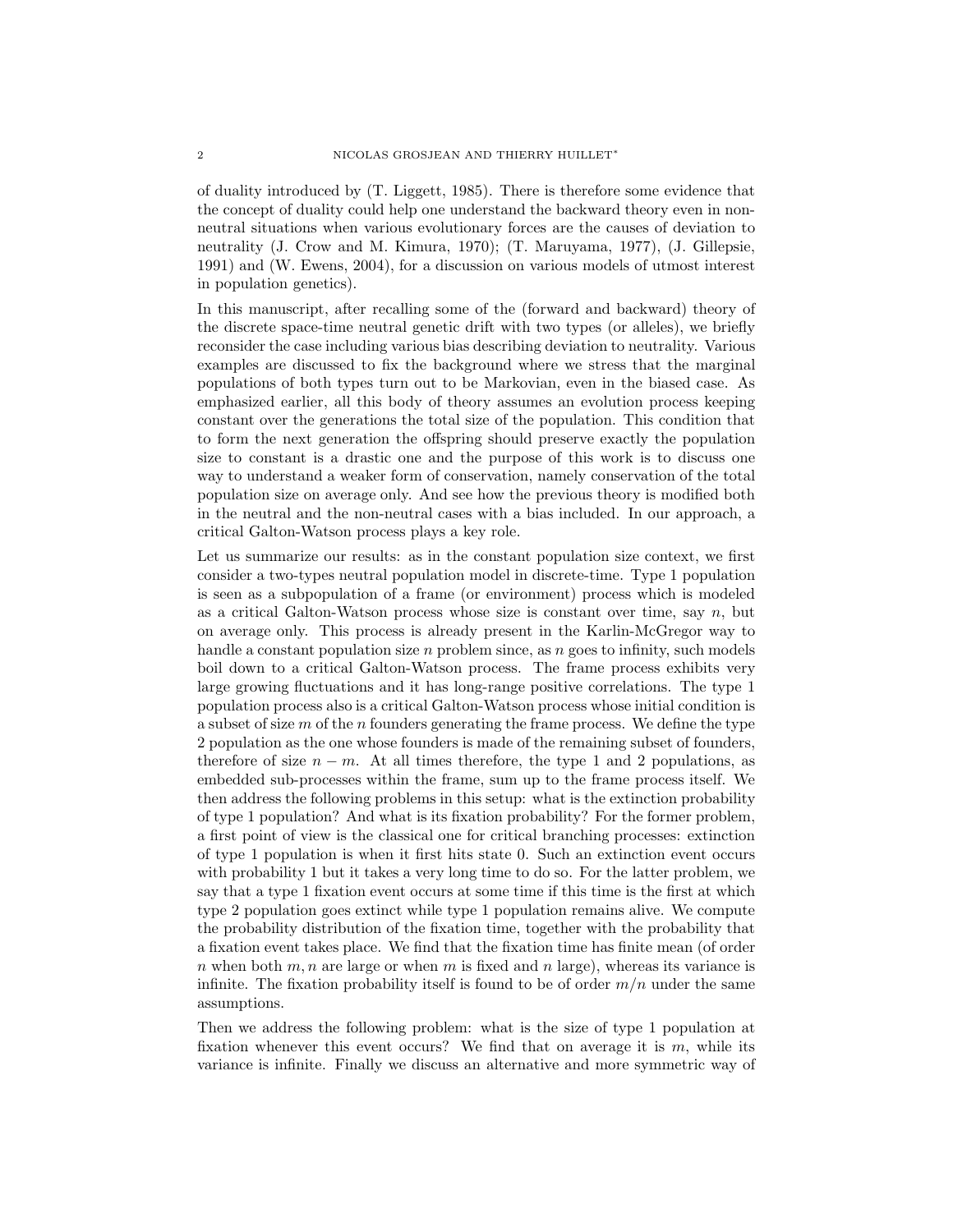of duality introduced by (T. Liggett, 1985). There is therefore some evidence that the concept of duality could help one understand the backward theory even in non-neutral situations when various evolutionary forces are the causes of deviation to neutrality (J. Crow and M. Kimura, 1970); (T. Maruyama, 1977), (J. Gillepsie, 1991) and (W. Ewens, 2004), for a discussion on various models of utmost interest in population genetics).

In this manuscript, after recalling some of the (forward and backward) theory of the discrete space-time neutral genetic drift with two types (or alleles), we briefly reconsider the case including various bias describing deviation to neutrality. Various examples are discussed to fix the background where we stress that the marginal populations of both types turn out to be Markovian, even in the biased case. As emphasized earlier, all this body of theory assumes an evolution process keeping constant over the generations the total size of the population. This condition that to form the next generation the offspring should preserve exactly the population size to constant is a drastic one and the purpose of this work is to discuss one way to understand a weaker form of conservation, namely conservation of the total population size on average only. And see how the previous theory is modified both in the neutral and the non-neutral cases with a bias included. In our approach, a critical Galton-Watson process plays a key role.

Let us summarize our results: as in the constant population size context, we first consider a two-types neutral population model in discrete-time. Type 1 population is seen as a subpopulation of a frame (or environment) process which is modeled as a critical Galton-Watson process whose size is constant over time, say $n$, but on average only. This process is already present in the Karlin-McGregor way to handle a constant population size $n$ problem since, as $n$ goes to infinity, such models boil down to a critical Galton-Watson process. The frame process exhibits very large growing fluctuations and it has long-range positive correlations. The type 1 population process also is a critical Galton-Watson process whose initial condition is a subset of size $m$ of the $n$ founders generating the frame process. We define the type 2 population as the one whose founders is made of the remaining subset of founders, therefore of size $n-m$. At all times therefore, the type 1 and 2 populations, as embedded sub-processes within the frame, sum up to the frame process itself. We then address the following problems in this setup: what is the extinction probability of type 1 population? And what is its fixation probability? For the former problem, a first point of view is the classical one for critical branching processes: extinction of type 1 population is when it first hits state 0. Such an extinction event occurs with probability 1 but it takes a very long time to do so. For the latter problem, we say that a type 1 fixation event occurs at some time if this time is the first at which type 2 population goes extinct while type 1 population remains alive. We compute the probability distribution of the fixation time, together with the probability that a fixation event takes place. We find that the fixation time has finite mean (of order $n$ when both $m, n$ are large or when $m$ is fixed and $n$ large), whereas its variance is infinite. The fixation probability itself is found to be of order $m/n$ under the same assumptions.

Then we address the following problem: what is the size of type 1 population at fixation whenever this event occurs? We find that on average it is $m$, while its variance is infinite. Finally we discuss an alternative and more symmetric way of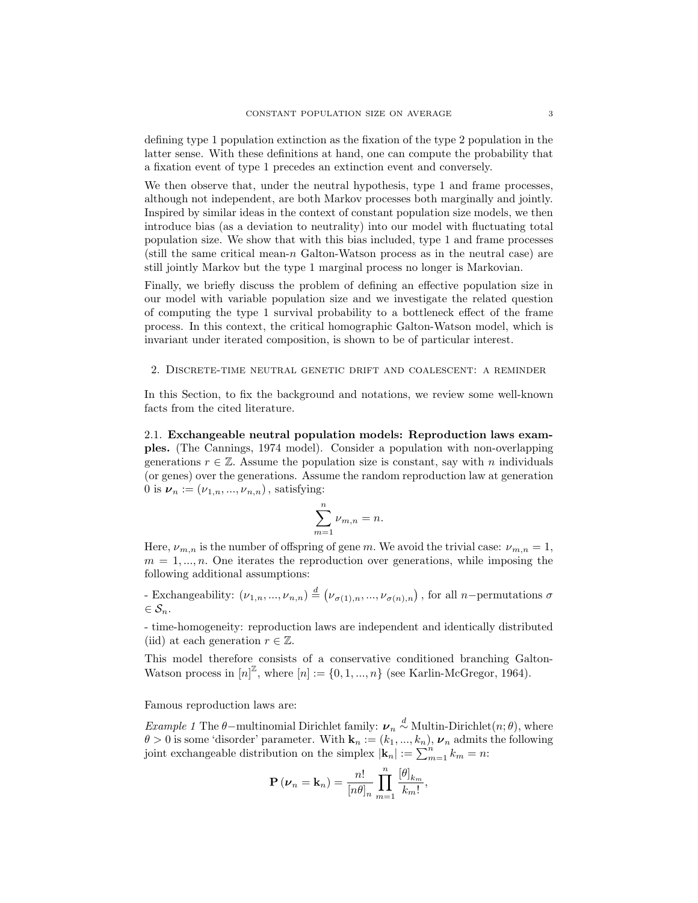defining type 1 population extinction as the fixation of the type 2 population in the latter sense. With these definitions at hand, one can compute the probability that a fixation event of type 1 precedes an extinction event and conversely.

We then observe that, under the neutral hypothesis, type 1 and frame processes, although not independent, are both Markov processes both marginally and jointly. Inspired by similar ideas in the context of constant population size models, we then introduce bias (as a deviation to neutrality) into our model with fluctuating total population size. We show that with this bias included, type 1 and frame processes (still the same critical mean-$n$ Galton-Watson process as in the neutral case) are still jointly Markov but the type 1 marginal process no longer is Markovian.

Finally, we briefly discuss the problem of defining an effective population size in our model with variable population size and we investigate the related question of computing the type 1 survival probability to a bottleneck effect of the frame process. In this context, the critical homographic Galton-Watson model, which is invariant under iterated composition, is shown to be of particular interest.

## 2. Discrete-time neutral genetic drift and coalescent: a reminder

In this Section, to fix the background and notations, we review some well-known facts from the cited literature.

### 2.1. Exchangeable neutral population models: Reproduction laws examples.

(The Cannings, 1974 model). Consider a population with non-overlapping generations $r \in \mathbb{Z}$. Assume the population size is constant, say with $n$ individuals (or genes) over the generations. Assume the random reproduction law at generation 0 is $\boldsymbol{\nu}_n := (\nu_{1,n}, ..., \nu_{n,n})$, satisfying:

$$\sum_{m=1}^{n} \nu_{m,n} = n.$$

Here, $\nu_{m,n}$ is the number of offspring of gene $m$. We avoid the trivial case: $\nu_{m,n} = 1$, $m = 1, ..., n$. One iterates the reproduction over generations, while imposing the following additional assumptions:

- Exchangeability: $(\nu_{1,n}, ..., \nu_{n,n}) \overset{d}{=} \left(\nu_{\sigma(1),n}, ..., \nu_{\sigma(n),n}\right)$, for all $n-$permutations $\sigma \in \mathcal{S}_n$.

- time-homogeneity: reproduction laws are independent and identically distributed (iid) at each generation $r \in \mathbb{Z}$.

This model therefore consists of a conservative conditioned branching Galton-Watson process in $[n]^{\mathbb{Z}}$, where $[n] := \{0, 1, ..., n\}$ (see Karlin-McGregor, 1964).

Famous reproduction laws are:

*Example 1* The $\theta-$multinomial Dirichlet family: $\boldsymbol{\nu}_n \overset{d}{\sim}$ Multin-Dirichlet$(n; \theta)$, where $\theta > 0$ is some 'disorder' parameter. With $\mathbf{k}_n := (k_1, ..., k_n)$, $\boldsymbol{\nu}_n$ admits the following joint exchangeable distribution on the simplex $|\mathbf{k}_n| := \sum_{m=1}^{n} k_m = n$:

$$\mathbf{P}\left(\boldsymbol{\nu}_n = \mathbf{k}_n\right) = \frac{n!}{[n\theta]_n} \prod_{m=1}^{n} \frac{[\theta]_{k_m}}{k_m!},$$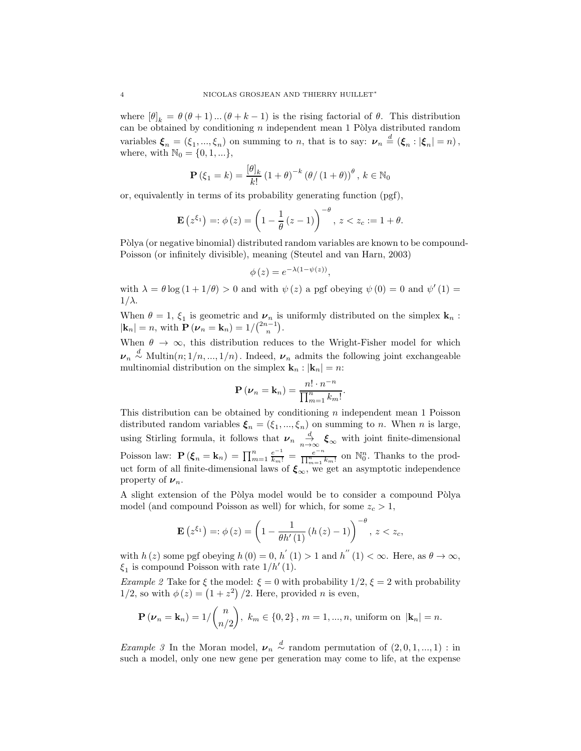where $[\theta]_k = \theta(\theta+1)\ldots(\theta+k-1)$ is the rising factorial of $\theta$. This distribution can be obtained by conditioning $n$ independent mean 1 Pòlya distributed random variables $\boldsymbol{\xi}_n = (\xi_1, \ldots, \xi_n)$ on summing to $n$, that is to say: $\boldsymbol{\nu}_n \overset{d}{=} (\boldsymbol{\xi}_n : |\boldsymbol{\xi}_n| = n)$, where, with $\mathbb{N}_0 = \{0, 1, \ldots\}$,

$$\mathbf{P}(\xi_1 = k) = \frac{[\theta]_k}{k!}(1+\theta)^{-k}(\theta/(1+\theta))^{\theta},\ k \in \mathbb{N}_0$$

or, equivalently in terms of its probability generating function (pgf),

$$\mathbf{E}(z^{\xi_1}) =: \phi(z) = \left(1 - \frac{1}{\theta}(z-1)\right)^{-\theta},\ z < z_c := 1+\theta.$$

Pòlya (or negative binomial) distributed random variables are known to be compound-Poisson (or infinitely divisible), meaning (Steutel and van Harn, 2003)

$$\phi(z) = e^{-\lambda(1-\psi(z))},$$

with $\lambda = \theta \log(1 + 1/\theta) > 0$ and with $\psi(z)$ a pgf obeying $\psi(0) = 0$ and $\psi'(1) = 1/\lambda$.

When $\theta = 1$, $\xi_1$ is geometric and $\boldsymbol{\nu}_n$ is uniformly distributed on the simplex $\mathbf{k}_n : |\mathbf{k}_n| = n$, with $\mathbf{P}(\boldsymbol{\nu}_n = \mathbf{k}_n) = 1/\binom{2n-1}{n}$.

When $\theta \to \infty$, this distribution reduces to the Wright-Fisher model for which $\boldsymbol{\nu}_n \overset{d}{\sim} \text{Multin}(n; 1/n, \ldots, 1/n)$. Indeed, $\boldsymbol{\nu}_n$ admits the following joint exchangeable multinomial distribution on the simplex $\mathbf{k}_n : |\mathbf{k}_n| = n$:

$$\mathbf{P}(\boldsymbol{\nu}_n = \mathbf{k}_n) = \frac{n! \cdot n^{-n}}{\prod_{m=1}^{n} k_m!}.$$

This distribution can be obtained by conditioning $n$ independent mean 1 Poisson distributed random variables $\boldsymbol{\xi}_n = (\xi_1, \ldots, \xi_n)$ on summing to $n$. When $n$ is large, using Stirling formula, it follows that $\boldsymbol{\nu}_n \underset{n\to\infty}{\overset{d}{\to}} \boldsymbol{\xi}_\infty$ with joint finite-dimensional Poisson law: $\mathbf{P}(\boldsymbol{\xi}_n = \mathbf{k}_n) = \prod_{m=1}^{n} \frac{e^{-1}}{k_m!} = \frac{e^{-n}}{\prod_{m=1}^{n} k_m!}$ on $\mathbb{N}_0^n$. Thanks to the product form of all finite-dimensional laws of $\boldsymbol{\xi}_\infty$, we get an asymptotic independence property of $\boldsymbol{\nu}_n$.

A slight extension of the Pòlya model would be to consider a compound Pòlya model (and compound Poisson as well) for which, for some $z_c > 1$,

$$\mathbf{E}(z^{\xi_1}) =: \phi(z) = \left(1 - \frac{1}{\theta h'(1)}(h(z) - 1)\right)^{-\theta},\ z < z_c,$$

with $h(z)$ some pgf obeying $h(0) = 0$, $h'(1) > 1$ and $h''(1) < \infty$. Here, as $\theta \to \infty$, $\xi_1$ is compound Poisson with rate $1/h'(1)$.

*Example 2* Take for $\xi$ the model: $\xi = 0$ with probability $1/2$, $\xi = 2$ with probability $1/2$, so with $\phi(z) = (1 + z^2)/2$. Here, provided $n$ is even,

$$\mathbf{P}(\boldsymbol{\nu}_n = \mathbf{k}_n) = 1/\binom{n}{n/2},\ k_m \in \{0, 2\},\ m = 1, \ldots, n, \text{ uniform on } |\mathbf{k}_n| = n.$$

*Example 3* In the Moran model, $\boldsymbol{\nu}_n \overset{d}{\sim}$ random permutation of $(2, 0, 1, \ldots, 1)$ : in such a model, only one new gene per generation may come to life, at the expense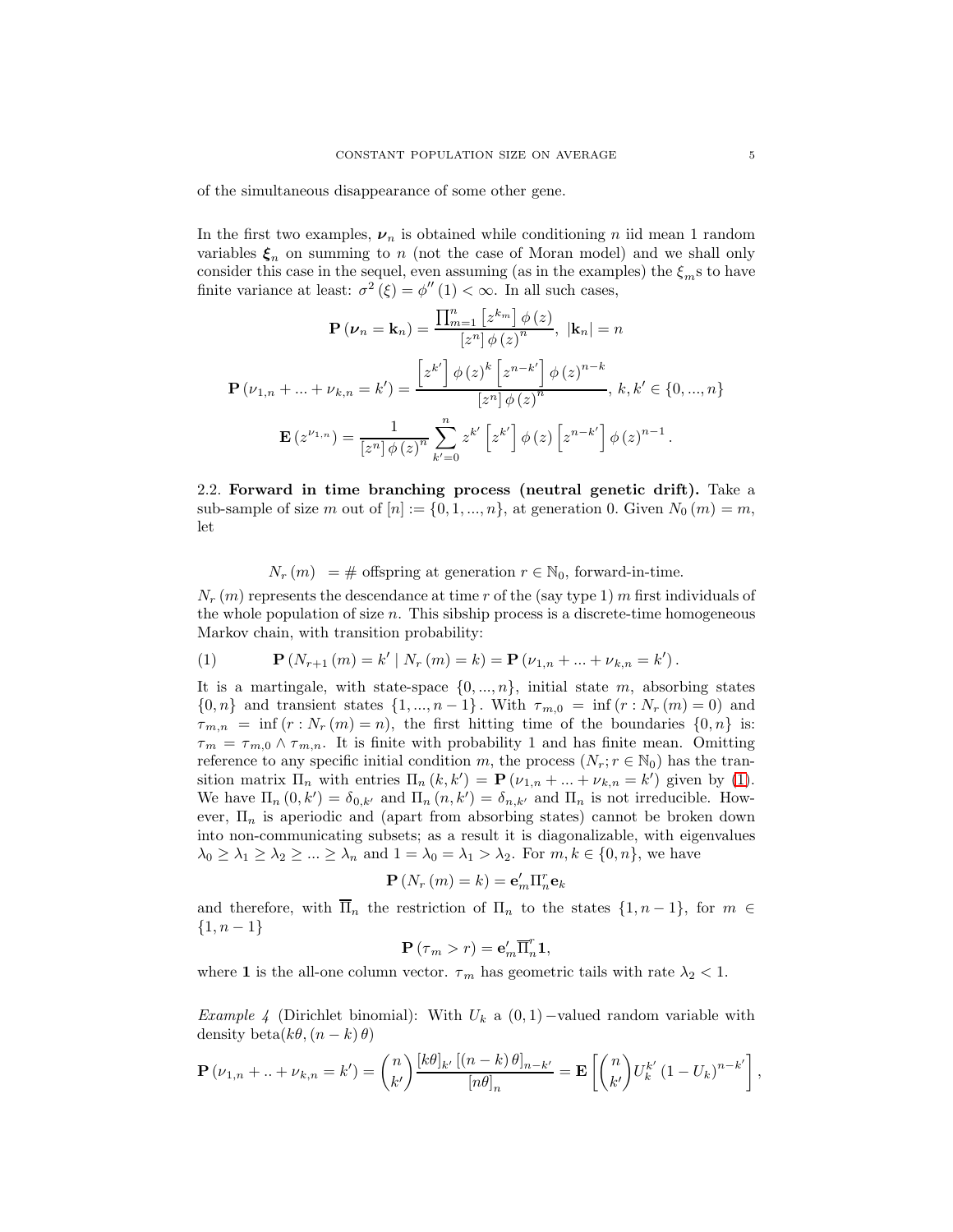of the simultaneous disappearance of some other gene.

In the first two examples, $\boldsymbol{\nu}_n$ is obtained while conditioning $n$ iid mean 1 random variables $\boldsymbol{\xi}_n$ on summing to $n$ (not the case of Moran model) and we shall only consider this case in the sequel, even assuming (as in the examples) the $\xi_m$s to have finite variance at least: $\sigma^2(\xi) = \phi''(1) < \infty$. In all such cases,

$$\mathbf{P}(\boldsymbol{\nu}_n = \mathbf{k}_n) = \frac{\prod_{m=1}^n [z^{k_m}]\,\phi(z)}{[z^n]\,\phi(z)^n},\ |\mathbf{k}_n| = n$$

$$\mathbf{P}(\nu_{1,n} + ... + \nu_{k,n} = k') = \frac{\left[z^{k'}\right]\phi(z)^k \left[z^{n-k'}\right]\phi(z)^{n-k}}{[z^n]\,\phi(z)^n},\ k, k' \in \{0, ..., n\}$$

$$\mathbf{E}(z^{\nu_{1,n}}) = \frac{1}{[z^n]\,\phi(z)^n}\sum_{k'=0}^n z^{k'}\left[z^{k'}\right]\phi(z)\left[z^{n-k'}\right]\phi(z)^{n-1}.$$

2.2. **Forward in time branching process (neutral genetic drift).** Take a sub-sample of size $m$ out of $[n] := \{0, 1, ..., n\}$, at generation 0. Given $N_0(m) = m$, let

$$N_r(m) \;= \#\text{ offspring at generation } r \in \mathbb{N}_0, \text{ forward-in-time.}$$

$N_r(m)$ represents the descendance at time $r$ of the (say type 1) $m$ first individuals of the whole population of size $n$. This sibship process is a discrete-time homogeneous Markov chain, with transition probability:

$$\mathbf{P}(N_{r+1}(m) = k' \mid N_r(m) = k) = \mathbf{P}(\nu_{1,n} + ... + \nu_{k,n} = k'). \tag{1}$$

It is a martingale, with state-space $\{0, ..., n\}$, initial state $m$, absorbing states $\{0, n\}$ and transient states $\{1, ..., n-1\}$. With $\tau_{m,0} = \inf(r : N_r(m) = 0)$ and $\tau_{m,n} = \inf(r : N_r(m) = n)$, the first hitting time of the boundaries $\{0, n\}$ is: $\tau_m = \tau_{m,0} \wedge \tau_{m,n}$. It is finite with probability 1 and has finite mean. Omitting reference to any specific initial condition $m$, the process $(N_r; r \in \mathbb{N}_0)$ has the transition matrix $\Pi_n$ with entries $\Pi_n(k, k') = \mathbf{P}(\nu_{1,n} + ... + \nu_{k,n} = k')$ given by (1). We have $\Pi_n(0, k') = \delta_{0,k'}$ and $\Pi_n(n, k') = \delta_{n,k'}$ and $\Pi_n$ is not irreducible. However, $\Pi_n$ is aperiodic and (apart from absorbing states) cannot be broken down into non-communicating subsets; as a result it is diagonalizable, with eigenvalues $\lambda_0 \geq \lambda_1 \geq \lambda_2 \geq ... \geq \lambda_n$ and $1 = \lambda_0 = \lambda_1 > \lambda_2$. For $m, k \in \{0, n\}$, we have

$$\mathbf{P}(N_r(m) = k) = \mathbf{e}_m' \Pi_n^r \mathbf{e}_k$$

and therefore, with $\overline{\Pi}_n$ the restriction of $\Pi_n$ to the states $\{1, n-1\}$, for $m \in \{1, n-1\}$

$$\mathbf{P}(\tau_m > r) = \mathbf{e}_m' \overline{\Pi}_n^r \mathbf{1},$$

where $\mathbf{1}$ is the all-one column vector. $\tau_m$ has geometric tails with rate $\lambda_2 < 1$.

*Example 4* (Dirichlet binomial): With $U_k$ a $(0,1)$-valued random variable with density beta$(k\theta, (n-k)\theta)$

$$\mathbf{P}(\nu_{1,n} + .. + \nu_{k,n} = k') = \binom{n}{k'}\frac{[k\theta]_{k'}\,[(n-k)\theta]_{n-k'}}{[n\theta]_n} = \mathbf{E}\left[\binom{n}{k'}U_k^{k'}(1-U_k)^{n-k'}\right],$$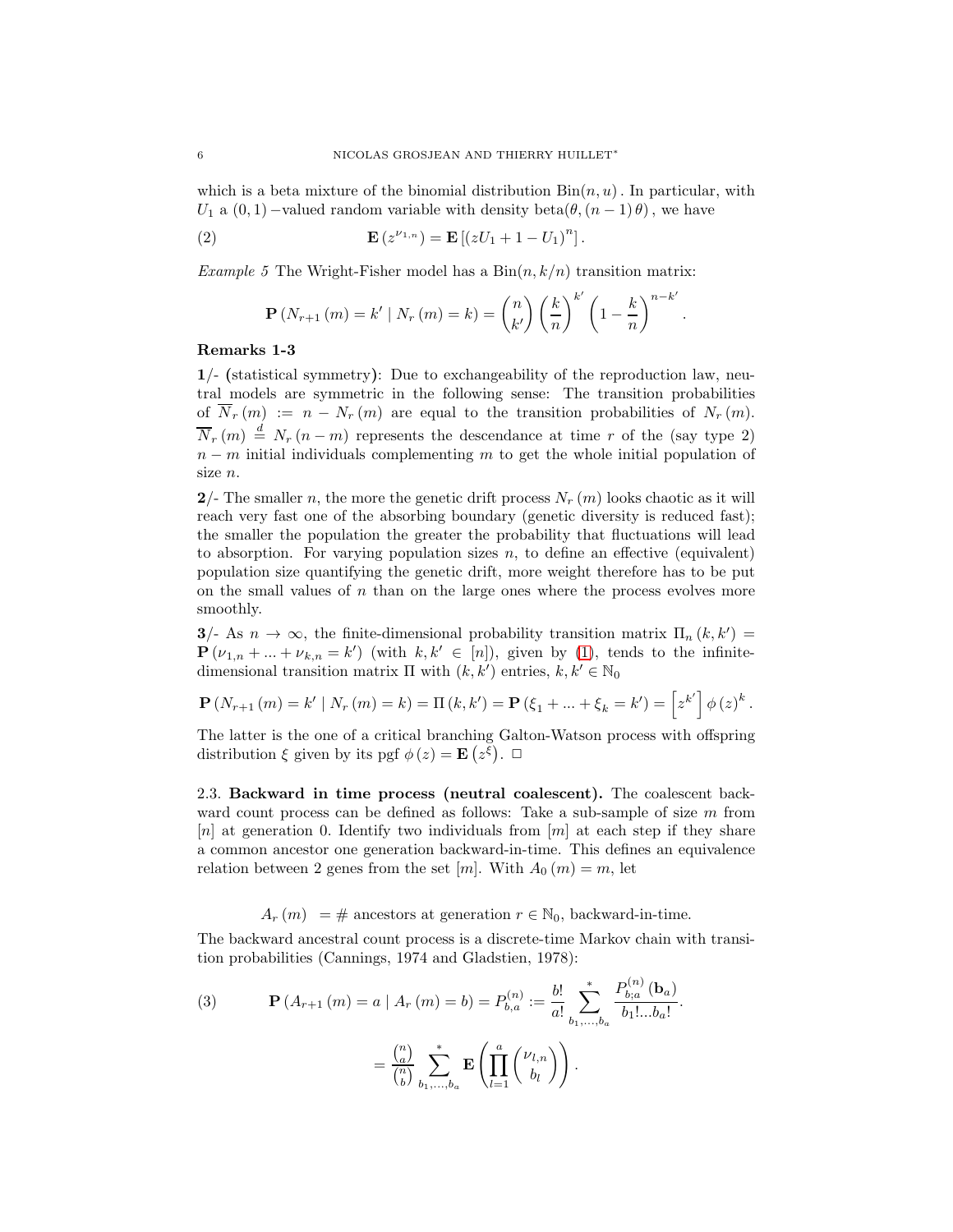which is a beta mixture of the binomial distribution $\text{Bin}(n,u)$. In particular, with $U_1$ a $(0,1)$−valued random variable with density beta$(\theta,(n-1)\theta)$, we have

$$\mathbf{E}\left(z^{\nu_{1,n}}\right)=\mathbf{E}\left[\left(zU_1+1-U_1\right)^n\right]. \tag{2}$$

*Example 5* The Wright-Fisher model has a $\text{Bin}(n,k/n)$ transition matrix:

$$\mathbf{P}\left(N_{r+1}\left(m\right)=k'\mid N_r\left(m\right)=k\right)=\binom{n}{k'}\left(\frac{k}{n}\right)^{k'}\left(1-\frac{k}{n}\right)^{n-k'}.$$

**Remarks 1-3**

**1**/- **(**statistical symmetry**)**: Due to exchangeability of the reproduction law, neutral models are symmetric in the following sense: The transition probabilities of $\overline{N}_r\left(m\right):=n-N_r\left(m\right)$ are equal to the transition probabilities of $N_r\left(m\right)$. $\overline{N}_r\left(m\right)\overset{d}{=}N_r\left(n-m\right)$ represents the descendance at time $r$ of the (say type 2) $n-m$ initial individuals complementing $m$ to get the whole initial population of size $n$.

**2**/- The smaller $n$, the more the genetic drift process $N_r\left(m\right)$ looks chaotic as it will reach very fast one of the absorbing boundary (genetic diversity is reduced fast); the smaller the population the greater the probability that fluctuations will lead to absorption. For varying population sizes $n$, to define an effective (equivalent) population size quantifying the genetic drift, more weight therefore has to be put on the small values of $n$ than on the large ones where the process evolves more smoothly.

**3**/- As $n\to\infty$, the finite-dimensional probability transition matrix $\Pi_n\left(k,k'\right)=\mathbf{P}\left(\nu_{1,n}+...+\nu_{k,n}=k'\right)$ (with $k,k'\in[n]$), given by (1), tends to the infinite-dimensional transition matrix $\Pi$ with $(k,k')$ entries, $k,k'\in\mathbb{N}_0$

$$\mathbf{P}\left(N_{r+1}\left(m\right)=k'\mid N_r\left(m\right)=k\right)=\Pi\left(k,k'\right)=\mathbf{P}\left(\xi_1+...+\xi_k=k'\right)=\left[z^{k'}\right]\phi\left(z\right)^k.$$

The latter is the one of a critical branching Galton-Watson process with offspring distribution $\xi$ given by its pgf $\phi\left(z\right)=\mathbf{E}\left(z^{\xi}\right)$. □

2.3. **Backward in time process (neutral coalescent).** The coalescent backward count process can be defined as follows: Take a sub-sample of size $m$ from $[n]$ at generation 0. Identify two individuals from $[m]$ at each step if they share a common ancestor one generation backward-in-time. This defines an equivalence relation between 2 genes from the set $[m]$. With $A_0\left(m\right)=m$, let

$$A_r\left(m\right)\;=\#\text{ ancestors at generation } r\in\mathbb{N}_0,\text{ backward-in-time.}$$

The backward ancestral count process is a discrete-time Markov chain with transition probabilities (Cannings, 1974 and Gladstien, 1978):

$$\mathbf{P}\left(A_{r+1}\left(m\right)=a\mid A_r\left(m\right)=b\right)=P_{b,a}^{(n)}:=\frac{b!}{a!}\sum_{b_1,...,b_a}^{*}\frac{P_{b;a}^{(n)}\left(\mathbf{b}_a\right)}{b_1!...b_a!}. \tag{3}$$

$$=\frac{\binom{n}{a}}{\binom{n}{b}}\sum_{b_1,...,b_a}^{*}\mathbf{E}\left(\prod_{l=1}^{a}\binom{\nu_{l,n}}{b_l}\right).$$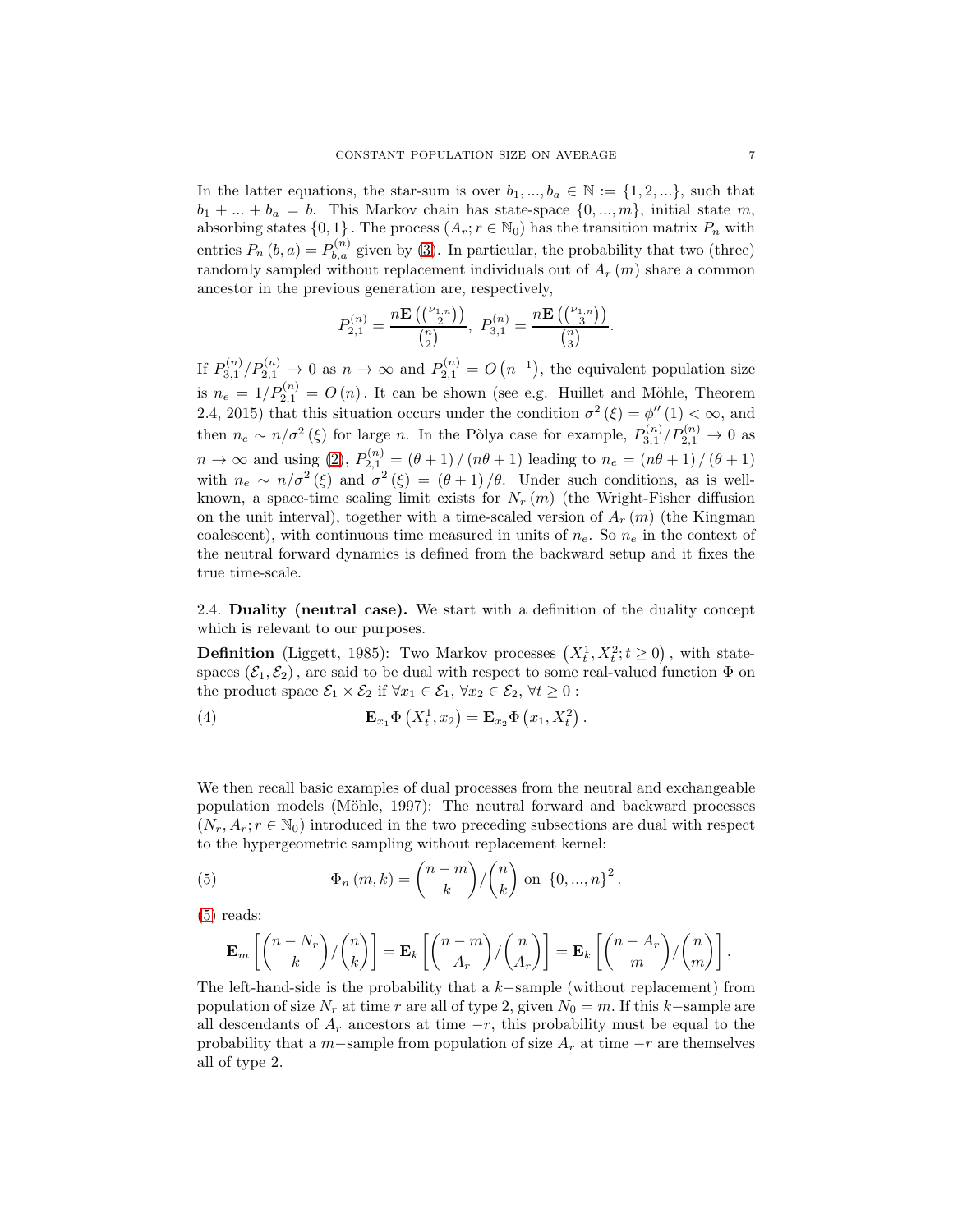In the latter equations, the star-sum is over $b_1, ..., b_a \in \mathbb{N} := \{1, 2, ...\}$, such that $b_1 + ... + b_a = b$. This Markov chain has state-space $\{0, ..., m\}$, initial state $m$, absorbing states $\{0, 1\}$. The process $(A_r; r \in \mathbb{N}_0)$ has the transition matrix $P_n$ with entries $P_n(b, a) = P_{b,a}^{(n)}$ given by (3). In particular, the probability that two (three) randomly sampled without replacement individuals out of $A_r(m)$ share a common ancestor in the previous generation are, respectively,

$$P_{2,1}^{(n)} = \frac{n\mathbf{E}\left(\binom{\nu_{1,n}}{2}\right)}{\binom{n}{2}},\ P_{3,1}^{(n)} = \frac{n\mathbf{E}\left(\binom{\nu_{1,n}}{3}\right)}{\binom{n}{3}}.$$

If $P_{3,1}^{(n)}/P_{2,1}^{(n)} \to 0$ as $n \to \infty$ and $P_{2,1}^{(n)} = O\left(n^{-1}\right)$, the equivalent population size is $n_e = 1/P_{2,1}^{(n)} = O(n)$. It can be shown (see e.g. Huillet and Möhle, Theorem 2.4, 2015) that this situation occurs under the condition $\sigma^2(\xi) = \phi''(1) < \infty$, and then $n_e \sim n/\sigma^2(\xi)$ for large $n$. In the Pòlya case for example, $P_{3,1}^{(n)}/P_{2,1}^{(n)} \to 0$ as $n \to \infty$ and using (2), $P_{2,1}^{(n)} = (\theta + 1)/(n\theta + 1)$ leading to $n_e = (n\theta + 1)/(\theta + 1)$ with $n_e \sim n/\sigma^2(\xi)$ and $\sigma^2(\xi) = (\theta + 1)/\theta$. Under such conditions, as is well-known, a space-time scaling limit exists for $N_r(m)$ (the Wright-Fisher diffusion on the unit interval), together with a time-scaled version of $A_r(m)$ (the Kingman coalescent), with continuous time measured in units of $n_e$. So $n_e$ in the context of the neutral forward dynamics is defined from the backward setup and it fixes the true time-scale.

2.4. **Duality (neutral case).** We start with a definition of the duality concept which is relevant to our purposes.

**Definition** (Liggett, 1985): Two Markov processes $\left(X_t^1, X_t^2; t \geq 0\right)$, with state-spaces $(\mathcal{E}_1, \mathcal{E}_2)$, are said to be dual with respect to some real-valued function $\Phi$ on the product space $\mathcal{E}_1 \times \mathcal{E}_2$ if $\forall x_1 \in \mathcal{E}_1$, $\forall x_2 \in \mathcal{E}_2$, $\forall t \geq 0$ :

$$\mathbf{E}_{x_1}\Phi\left(X_t^1, x_2\right) = \mathbf{E}_{x_2}\Phi\left(x_1, X_t^2\right). \tag{4}$$

We then recall basic examples of dual processes from the neutral and exchangeable population models (Möhle, 1997): The neutral forward and backward processes $(N_r, A_r; r \in \mathbb{N}_0)$ introduced in the two preceding subsections are dual with respect to the hypergeometric sampling without replacement kernel:

$$\Phi_n(m, k) = \binom{n-m}{k} / \binom{n}{k} \text{ on } \{0, ..., n\}^2. \tag{5}$$

(5) reads:

$$\mathbf{E}_m\left[\binom{n-N_r}{k} / \binom{n}{k}\right] = \mathbf{E}_k\left[\binom{n-m}{A_r} / \binom{n}{A_r}\right] = \mathbf{E}_k\left[\binom{n-A_r}{m} / \binom{n}{m}\right].$$

The left-hand-side is the probability that a $k-$sample (without replacement) from population of size $N_r$ at time $r$ are all of type 2, given $N_0 = m$. If this $k-$sample are all descendants of $A_r$ ancestors at time $-r$, this probability must be equal to the probability that a $m-$sample from population of size $A_r$ at time $-r$ are themselves all of type 2.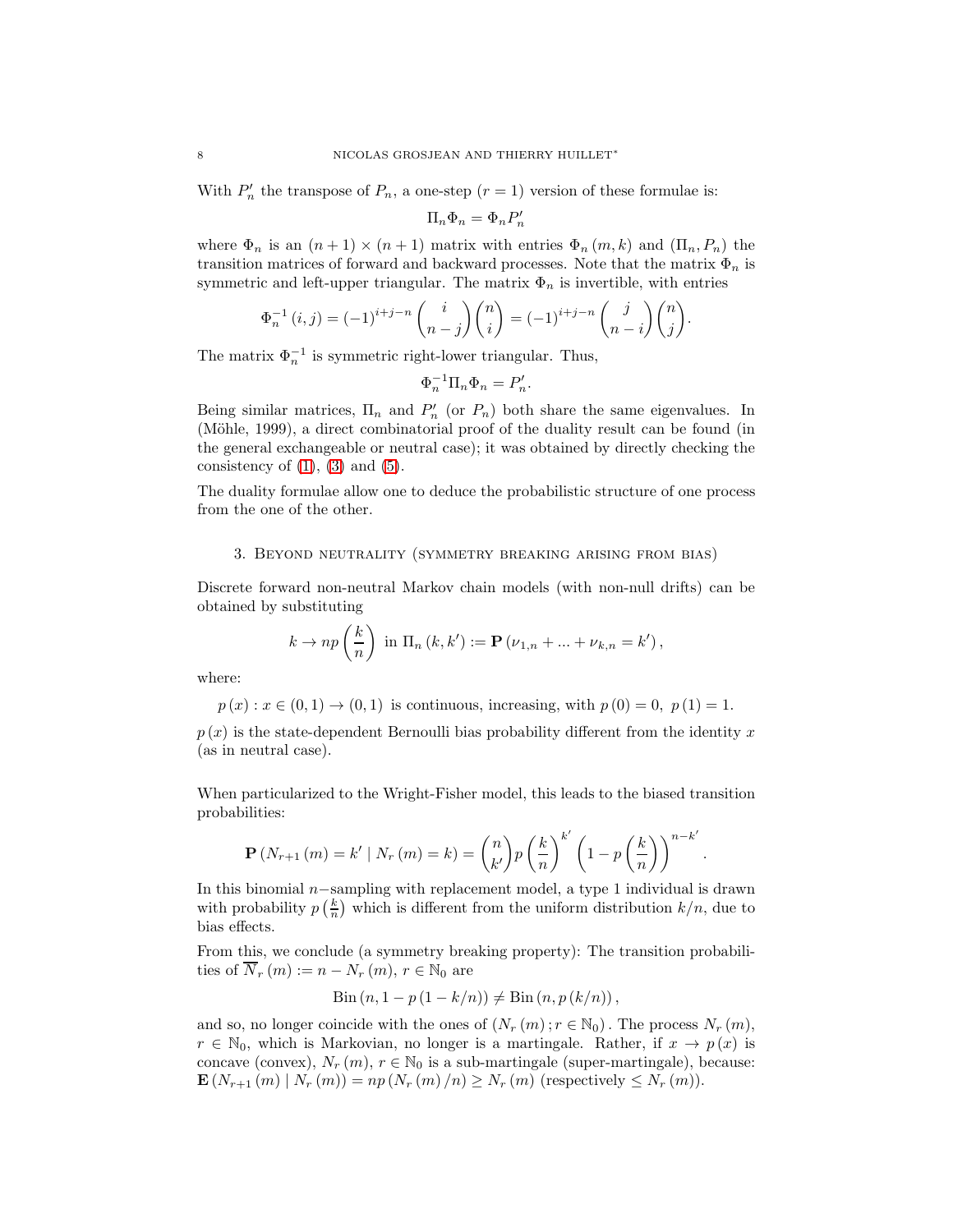With $P_n'$ the transpose of $P_n$, a one-step ($r = 1$) version of these formulae is:

$$\Pi_n \Phi_n = \Phi_n P_n'$$

where $\Phi_n$ is an $(n+1) \times (n+1)$ matrix with entries $\Phi_n(m,k)$ and $(\Pi_n, P_n)$ the transition matrices of forward and backward processes. Note that the matrix $\Phi_n$ is symmetric and left-upper triangular. The matrix $\Phi_n$ is invertible, with entries

$$\Phi_n^{-1}(i,j) = (-1)^{i+j-n} \binom{i}{n-j} \binom{n}{i} = (-1)^{i+j-n} \binom{j}{n-i} \binom{n}{j}.$$

The matrix $\Phi_n^{-1}$ is symmetric right-lower triangular. Thus,

$$\Phi_n^{-1} \Pi_n \Phi_n = P_n'.$$

Being similar matrices, $\Pi_n$ and $P_n'$ (or $P_n$) both share the same eigenvalues. In (Möhle, 1999), a direct combinatorial proof of the duality result can be found (in the general exchangeable or neutral case); it was obtained by directly checking the consistency of (1), (3) and (5).

The duality formulae allow one to deduce the probabilistic structure of one process from the one of the other.

## 3. Beyond neutrality (symmetry breaking arising from bias)

Discrete forward non-neutral Markov chain models (with non-null drifts) can be obtained by substituting

$$k \to np\left(\frac{k}{n}\right) \text{ in } \Pi_n(k,k') := \mathbf{P}(\nu_{1,n} + \ldots + \nu_{k,n} = k'),$$

where:

$$p(x) : x \in (0,1) \to (0,1) \text{ is continuous, increasing, with } p(0) = 0,\ p(1) = 1.$$

$p(x)$ is the state-dependent Bernoulli bias probability different from the identity $x$ (as in neutral case).

When particularized to the Wright-Fisher model, this leads to the biased transition probabilities:

$$\mathbf{P}(N_{r+1}(m) = k' \mid N_r(m) = k) = \binom{n}{k'} p\left(\frac{k}{n}\right)^{k'} \left(1 - p\left(\frac{k}{n}\right)\right)^{n-k'}.$$

In this binomial $n-$sampling with replacement model, a type 1 individual is drawn with probability $p\left(\frac{k}{n}\right)$ which is different from the uniform distribution $k/n$, due to bias effects.

From this, we conclude (a symmetry breaking property): The transition probabilities of $\overline{N}_r(m) := n - N_r(m)$, $r \in \mathbb{N}_0$ are

$$\text{Bin}(n, 1 - p(1 - k/n)) \neq \text{Bin}(n, p(k/n)),$$

and so, no longer coincide with the ones of $(N_r(m); r \in \mathbb{N}_0)$. The process $N_r(m)$, $r \in \mathbb{N}_0$, which is Markovian, no longer is a martingale. Rather, if $x \to p(x)$ is concave (convex), $N_r(m)$, $r \in \mathbb{N}_0$ is a sub-martingale (super-martingale), because: $\mathbf{E}(N_{r+1}(m) \mid N_r(m)) = np(N_r(m)/n) \geq N_r(m)$ (respectively $\leq N_r(m)$).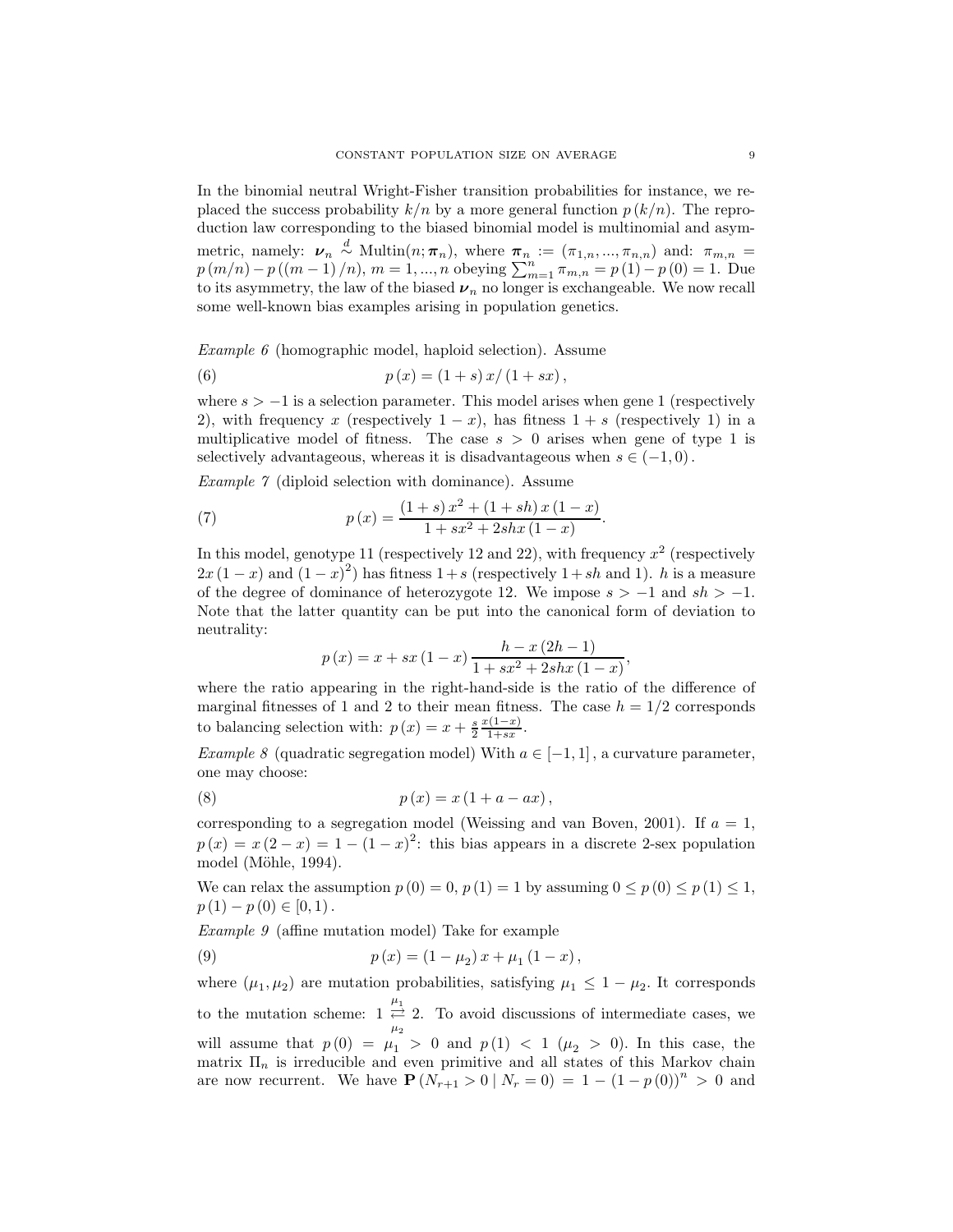In the binomial neutral Wright-Fisher transition probabilities for instance, we replaced the success probability $k/n$ by a more general function $p(k/n)$. The reproduction law corresponding to the biased binomial model is multinomial and asymmetric, namely: $\boldsymbol{\nu}_n \overset{d}{\sim} \text{Multin}(n; \boldsymbol{\pi}_n)$, where $\boldsymbol{\pi}_n := (\pi_{1,n}, ..., \pi_{n,n})$ and: $\pi_{m,n} = p(m/n) - p((m-1)/n)$, $m = 1, ..., n$ obeying $\sum_{m=1}^{n} \pi_{m,n} = p(1) - p(0) = 1$. Due to its asymmetry, the law of the biased $\boldsymbol{\nu}_n$ no longer is exchangeable. We now recall some well-known bias examples arising in population genetics.

*Example 6* (homographic model, haploid selection). Assume

$$p(x) = (1+s)x/(1+sx), \tag{6}$$

where $s > -1$ is a selection parameter. This model arises when gene 1 (respectively 2), with frequency $x$ (respectively $1-x$), has fitness $1+s$ (respectively 1) in a multiplicative model of fitness. The case $s > 0$ arises when gene of type 1 is selectively advantageous, whereas it is disadvantageous when $s \in (-1, 0)$.

*Example 7* (diploid selection with dominance). Assume

$$p(x) = \frac{(1+s)x^2 + (1+sh)x(1-x)}{1+sx^2+2shx(1-x)}. \tag{7}$$

In this model, genotype 11 (respectively 12 and 22), with frequency $x^2$ (respectively $2x(1-x)$ and $(1-x)^2$) has fitness $1+s$ (respectively $1+sh$ and 1). $h$ is a measure of the degree of dominance of heterozygote 12. We impose $s > -1$ and $sh > -1$. Note that the latter quantity can be put into the canonical form of deviation to neutrality:

$$p(x) = x + sx(1-x)\frac{h - x(2h-1)}{1+sx^2+2shx(1-x)},$$

where the ratio appearing in the right-hand-side is the ratio of the difference of marginal fitnesses of 1 and 2 to their mean fitness. The case $h = 1/2$ corresponds to balancing selection with: $p(x) = x + \frac{s}{2}\frac{x(1-x)}{1+sx}$.

*Example 8* (quadratic segregation model) With $a \in [-1, 1]$, a curvature parameter, one may choose:

$$p(x) = x(1+a-ax), \tag{8}$$

corresponding to a segregation model (Weissing and van Boven, 2001). If $a = 1$, $p(x) = x(2-x) = 1-(1-x)^2$: this bias appears in a discrete 2-sex population model (Möhle, 1994).

We can relax the assumption $p(0) = 0$, $p(1) = 1$ by assuming $0 \leq p(0) \leq p(1) \leq 1$, $p(1) - p(0) \in [0, 1)$.

*Example 9* (affine mutation model) Take for example

$$p(x) = (1-\mu_2)x + \mu_1(1-x), \tag{9}$$

where $(\mu_1, \mu_2)$ are mutation probabilities, satisfying $\mu_1 \leq 1-\mu_2$. It corresponds to the mutation scheme: $1 \underset{\mu_2}{\overset{\mu_1}{\rightleftarrows}} 2$. To avoid discussions of intermediate cases, we will assume that $p(0) = \mu_1 > 0$ and $p(1) < 1$ ($\mu_2 > 0$). In this case, the matrix $\Pi_n$ is irreducible and even primitive and all states of this Markov chain are now recurrent. We have $\mathbf{P}(N_{r+1} > 0 \mid N_r = 0) = 1 - (1-p(0))^n > 0$ and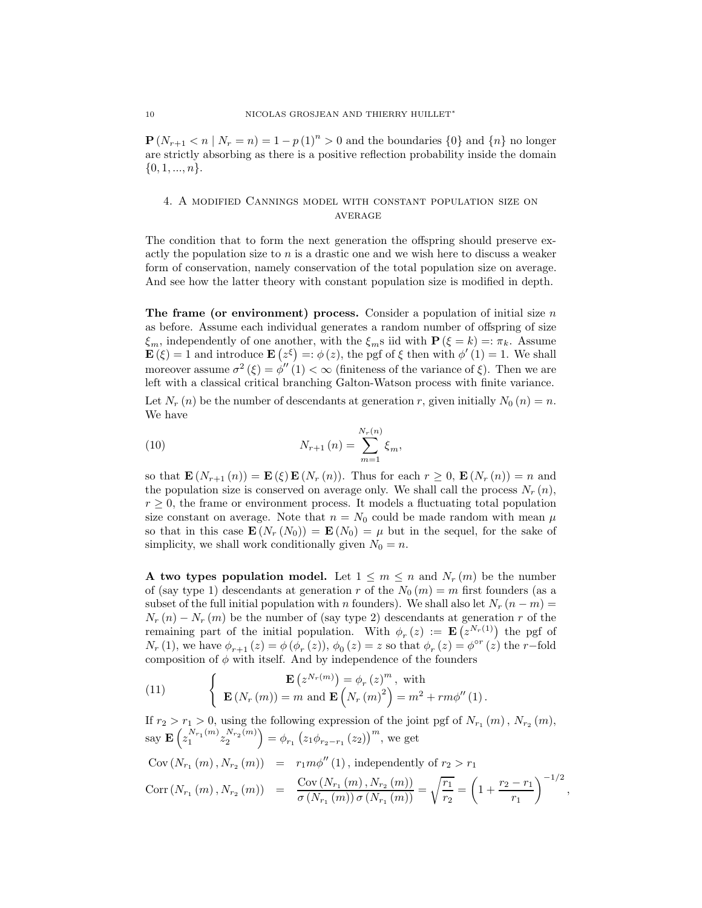$\mathbf{P}(N_{r+1} < n \mid N_r = n) = 1 - p(1)^n > 0$ and the boundaries $\{0\}$ and $\{n\}$ no longer are strictly absorbing as there is a positive reflection probability inside the domain $\{0, 1, ..., n\}$.

## 4. A modified Cannings model with constant population size on average

The condition that to form the next generation the offspring should preserve exactly the population size to $n$ is a drastic one and we wish here to discuss a weaker form of conservation, namely conservation of the total population size on average. And see how the latter theory with constant population size is modified in depth.

**The frame (or environment) process.** Consider a population of initial size $n$ as before. Assume each individual generates a random number of offspring of size $\xi_m$, independently of one another, with the $\xi_m$s iid with $\mathbf{P}(\xi = k) =: \pi_k$. Assume $\mathbf{E}(\xi) = 1$ and introduce $\mathbf{E}(z^{\xi}) =: \phi(z)$, the pgf of $\xi$ then with $\phi'(1) = 1$. We shall moreover assume $\sigma^2(\xi) = \phi''(1) < \infty$ (finiteness of the variance of $\xi$). Then we are left with a classical critical branching Galton-Watson process with finite variance.

Let $N_r(n)$ be the number of descendants at generation $r$, given initially $N_0(n) = n$. We have

$$N_{r+1}(n) = \sum_{m=1}^{N_r(n)} \xi_m, \tag{10}$$

so that $\mathbf{E}(N_{r+1}(n)) = \mathbf{E}(\xi)\mathbf{E}(N_r(n))$. Thus for each $r \geq 0$, $\mathbf{E}(N_r(n)) = n$ and the population size is conserved on average only. We shall call the process $N_r(n)$, $r \geq 0$, the frame or environment process. It models a fluctuating total population size constant on average. Note that $n = N_0$ could be made random with mean $\mu$ so that in this case $\mathbf{E}(N_r(N_0)) = \mathbf{E}(N_0) = \mu$ but in the sequel, for the sake of simplicity, we shall work conditionally given $N_0 = n$.

**A two types population model.** Let $1 \leq m \leq n$ and $N_r(m)$ be the number of (say type 1) descendants at generation $r$ of the $N_0(m) = m$ first founders (as a subset of the full initial population with $n$ founders). We shall also let $N_r(n-m) = N_r(n) - N_r(m)$ be the number of (say type 2) descendants at generation $r$ of the remaining part of the initial population. With $\phi_r(z) := \mathbf{E}(z^{N_r(1)})$ the pgf of $N_r(1)$, we have $\phi_{r+1}(z) = \phi(\phi_r(z))$, $\phi_0(z) = z$ so that $\phi_r(z) = \phi^{\circ r}(z)$ the $r-$fold composition of $\phi$ with itself. And by independence of the founders

$$\left\{ \begin{array}{c} \mathbf{E}(z^{N_r(m)}) = \phi_r(z)^m, \text{ with} \\ \mathbf{E}(N_r(m)) = m \text{ and } \mathbf{E}\left(N_r(m)^2\right) = m^2 + rm\phi''(1). \end{array} \right. \tag{11}$$

If $r_2 > r_1 > 0$, using the following expression of the joint pgf of $N_{r_1}(m)$, $N_{r_2}(m)$, say $\mathbf{E}\left(z_1^{N_{r_1}(m)} z_2^{N_{r_2}(m)}\right) = \phi_{r_1}(z_1 \phi_{r_2 - r_1}(z_2))^m$, we get

$$\begin{aligned}
\operatorname{Cov}(N_{r_1}(m), N_{r_2}(m)) &= r_1 m \phi''(1), \text{ independently of } r_2 > r_1 \\
\operatorname{Corr}(N_{r_1}(m), N_{r_2}(m)) &= \frac{\operatorname{Cov}(N_{r_1}(m), N_{r_2}(m))}{\sigma(N_{r_1}(m))\,\sigma(N_{r_1}(m))} = \sqrt{\frac{r_1}{r_2}} = \left(1 + \frac{r_2 - r_1}{r_1}\right)^{-1/2},
\end{aligned}$$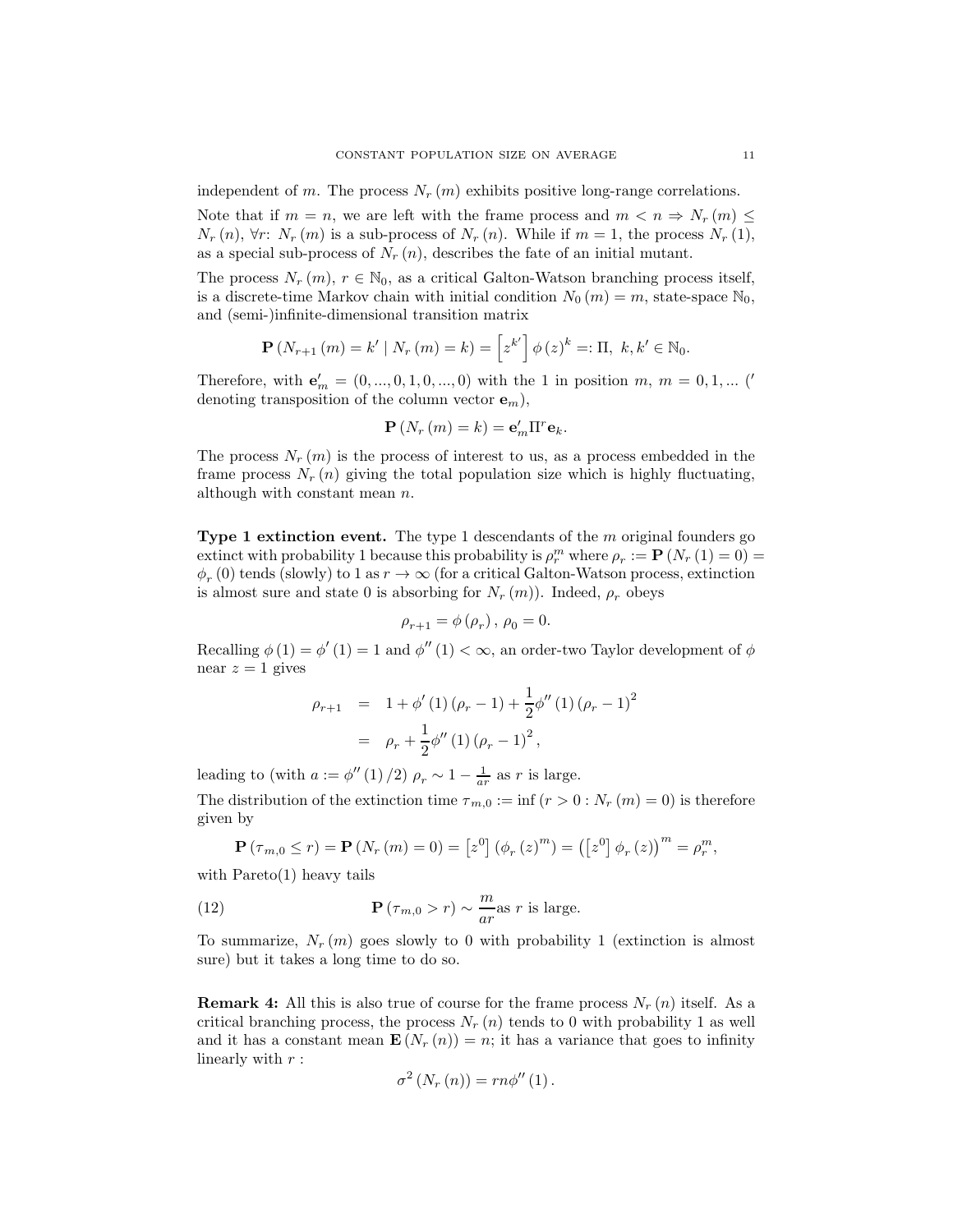independent of $m$. The process $N_r(m)$ exhibits positive long-range correlations.

Note that if $m = n$, we are left with the frame process and $m < n \Rightarrow N_r(m) \leq N_r(n)$, $\forall r$: $N_r(m)$ is a sub-process of $N_r(n)$. While if $m = 1$, the process $N_r(1)$, as a special sub-process of $N_r(n)$, describes the fate of an initial mutant.

The process $N_r(m)$, $r \in \mathbb{N}_0$, as a critical Galton-Watson branching process itself, is a discrete-time Markov chain with initial condition $N_0(m) = m$, state-space $\mathbb{N}_0$, and (semi-)infinite-dimensional transition matrix

$$\mathbf{P}\left(N_{r+1}(m) = k' \mid N_r(m) = k\right) = \left[z^{k'}\right] \phi(z)^k =: \Pi, \ k, k' \in \mathbb{N}_0.$$

Therefore, with $\mathbf{e}_m' = (0, ..., 0, 1, 0, ..., 0)$ with the 1 in position $m$, $m = 0, 1, ...$ ($'$ denoting transposition of the column vector $\mathbf{e}_m$),

$$\mathbf{P}\left(N_r(m) = k\right) = \mathbf{e}_m' \Pi^r \mathbf{e}_k.$$

The process $N_r(m)$ is the process of interest to us, as a process embedded in the frame process $N_r(n)$ giving the total population size which is highly fluctuating, although with constant mean $n$.

**Type 1 extinction event.** The type 1 descendants of the $m$ original founders go extinct with probability 1 because this probability is $\rho_r^m$ where $\rho_r := \mathbf{P}\left(N_r(1) = 0\right) = \phi_r(0)$ tends (slowly) to 1 as $r \to \infty$ (for a critical Galton-Watson process, extinction is almost sure and state 0 is absorbing for $N_r(m)$). Indeed, $\rho_r$ obeys

$$\rho_{r+1} = \phi(\rho_r), \ \rho_0 = 0.$$

Recalling $\phi(1) = \phi'(1) = 1$ and $\phi''(1) < \infty$, an order-two Taylor development of $\phi$ near $z = 1$ gives

$$\begin{aligned}
\rho_{r+1} &= 1 + \phi'(1)(\rho_r - 1) + \frac{1}{2}\phi''(1)(\rho_r - 1)^2 \\
&= \rho_r + \frac{1}{2}\phi''(1)(\rho_r - 1)^2,
\end{aligned}$$

leading to (with $a := \phi''(1)/2$) $\rho_r \sim 1 - \frac{1}{ar}$ as $r$ is large.

The distribution of the extinction time $\tau_{m,0} := \inf(r > 0 : N_r(m) = 0)$ is therefore given by

$$\mathbf{P}(\tau_{m,0} \leq r) = \mathbf{P}(N_r(m) = 0) = \left[z^0\right]\left(\phi_r(z)^m\right) = \left(\left[z^0\right]\phi_r(z)\right)^m = \rho_r^m,$$

with Pareto(1) heavy tails

$$\mathbf{P}(\tau_{m,0} > r) \sim \frac{m}{ar} \text{as } r \text{ is large.} \tag{12}$$

To summarize, $N_r(m)$ goes slowly to 0 with probability 1 (extinction is almost sure) but it takes a long time to do so.

**Remark 4:** All this is also true of course for the frame process $N_r(n)$ itself. As a critical branching process, the process $N_r(n)$ tends to 0 with probability 1 as well and it has a constant mean $\mathbf{E}(N_r(n)) = n$; it has a variance that goes to infinity linearly with $r$ :

$$\sigma^2(N_r(n)) = rn\phi''(1).$$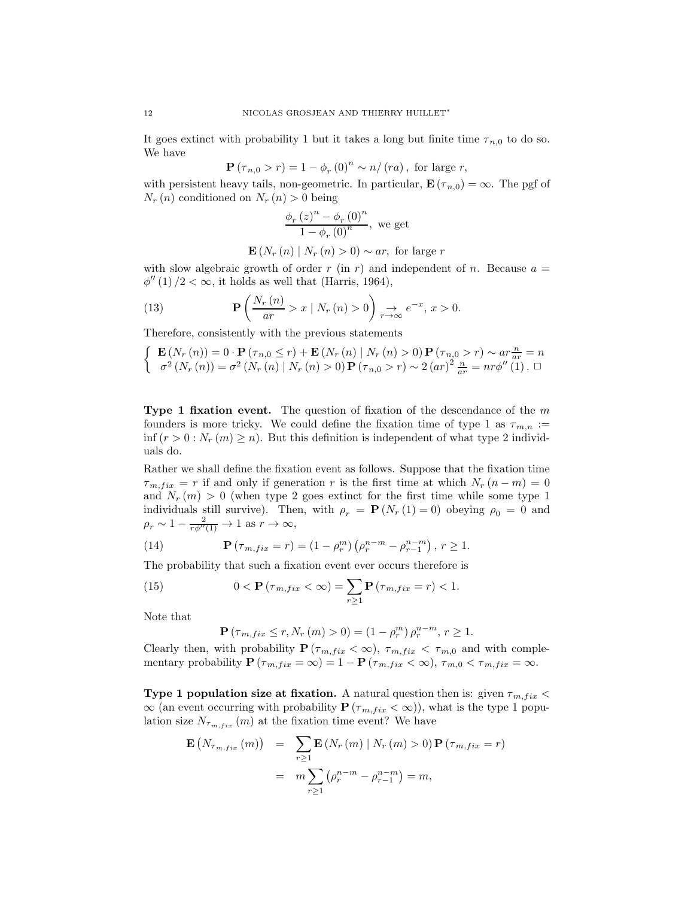It goes extinct with probability 1 but it takes a long but finite time $\tau_{n,0}$ to do so. We have

$$\mathbf{P}\left(\tau_{n,0} > r\right) = 1 - \phi_r\left(0\right)^n \sim n/\left(ra\right), \text{ for large } r,$$

with persistent heavy tails, non-geometric. In particular, $\mathbf{E}\left(\tau_{n,0}\right) = \infty$. The pgf of $N_r\left(n\right)$ conditioned on $N_r\left(n\right) > 0$ being

$$\frac{\phi_r\left(z\right)^n - \phi_r\left(0\right)^n}{1 - \phi_r\left(0\right)^n}, \text{ we get}$$

$$\mathbf{E}\left(N_r\left(n\right) \mid N_r\left(n\right) > 0\right) \sim ar, \text{ for large } r$$

with slow algebraic growth of order $r$ (in $r$) and independent of $n$. Because $a = \phi''\left(1\right)/2 < \infty$, it holds as well that (Harris, 1964),

$$\mathbf{P}\left(\frac{N_r\left(n\right)}{ar} > x \mid N_r\left(n\right) > 0\right) \underset{r\to\infty}{\to} e^{-x}, \; x > 0. \tag{13}$$

Therefore, consistently with the previous statements

$$\left\{ \begin{array}{l} \mathbf{E}\left(N_r\left(n\right)\right) = 0 \cdot \mathbf{P}\left(\tau_{n,0} \leq r\right) + \mathbf{E}\left(N_r\left(n\right) \mid N_r\left(n\right) > 0\right) \mathbf{P}\left(\tau_{n,0} > r\right) \sim ar\frac{n}{ar} = n \\ \sigma^2\left(N_r\left(n\right)\right) = \sigma^2\left(N_r\left(n\right) \mid N_r\left(n\right) > 0\right) \mathbf{P}\left(\tau_{n,0} > r\right) \sim 2\left(ar\right)^2 \frac{n}{ar} = nr\phi''\left(1\right). \; \square \end{array} \right.$$

**Type 1 fixation event.** The question of fixation of the descendance of the $m$ founders is more tricky. We could define the fixation time of type 1 as $\tau_{m,n} := \inf\left(r > 0 : N_r\left(m\right) \geq n\right)$. But this definition is independent of what type 2 individuals do.

Rather we shall define the fixation event as follows. Suppose that the fixation time $\tau_{m,fix} = r$ if and only if generation $r$ is the first time at which $N_r\left(n-m\right) = 0$ and $N_r\left(m\right) > 0$ (when type 2 goes extinct for the first time while some type 1 individuals still survive). Then, with $\rho_r = \mathbf{P}\left(N_r\left(1\right) = 0\right)$ obeying $\rho_0 = 0$ and $\rho_r \sim 1 - \frac{2}{r\phi''(1)} \to 1$ as $r \to \infty$,

$$\mathbf{P}\left(\tau_{m,fix} = r\right) = \left(1 - \rho_r^m\right)\left(\rho_r^{n-m} - \rho_{r-1}^{n-m}\right), \; r \geq 1. \tag{14}$$

The probability that such a fixation event ever occurs therefore is

$$0 < \mathbf{P}\left(\tau_{m,fix} < \infty\right) = \sum_{r\geq 1} \mathbf{P}\left(\tau_{m,fix} = r\right) < 1. \tag{15}$$

Note that

$$\mathbf{P}\left(\tau_{m,fix} \leq r, N_r\left(m\right) > 0\right) = \left(1 - \rho_r^m\right)\rho_r^{n-m}, \; r \geq 1.$$

Clearly then, with probability $\mathbf{P}\left(\tau_{m,fix} < \infty\right)$, $\tau_{m,fix} < \tau_{m,0}$ and with complementary probability $\mathbf{P}\left(\tau_{m,fix} = \infty\right) = 1 - \mathbf{P}\left(\tau_{m,fix} < \infty\right)$, $\tau_{m,0} < \tau_{m,fix} = \infty$.

**Type 1 population size at fixation.** A natural question then is: given $\tau_{m,fix} < \infty$ (an event occurring with probability $\mathbf{P}\left(\tau_{m,fix} < \infty\right)$), what is the type 1 population size $N_{\tau_{m,fix}}\left(m\right)$ at the fixation time event? We have

$$\begin{aligned}
\mathbf{E}\left(N_{\tau_{m,fix}}\left(m\right)\right) &= \sum_{r\geq 1} \mathbf{E}\left(N_r\left(m\right) \mid N_r\left(m\right) > 0\right) \mathbf{P}\left(\tau_{m,fix} = r\right) \\
&= m \sum_{r\geq 1} \left(\rho_r^{n-m} - \rho_{r-1}^{n-m}\right) = m,
\end{aligned}$$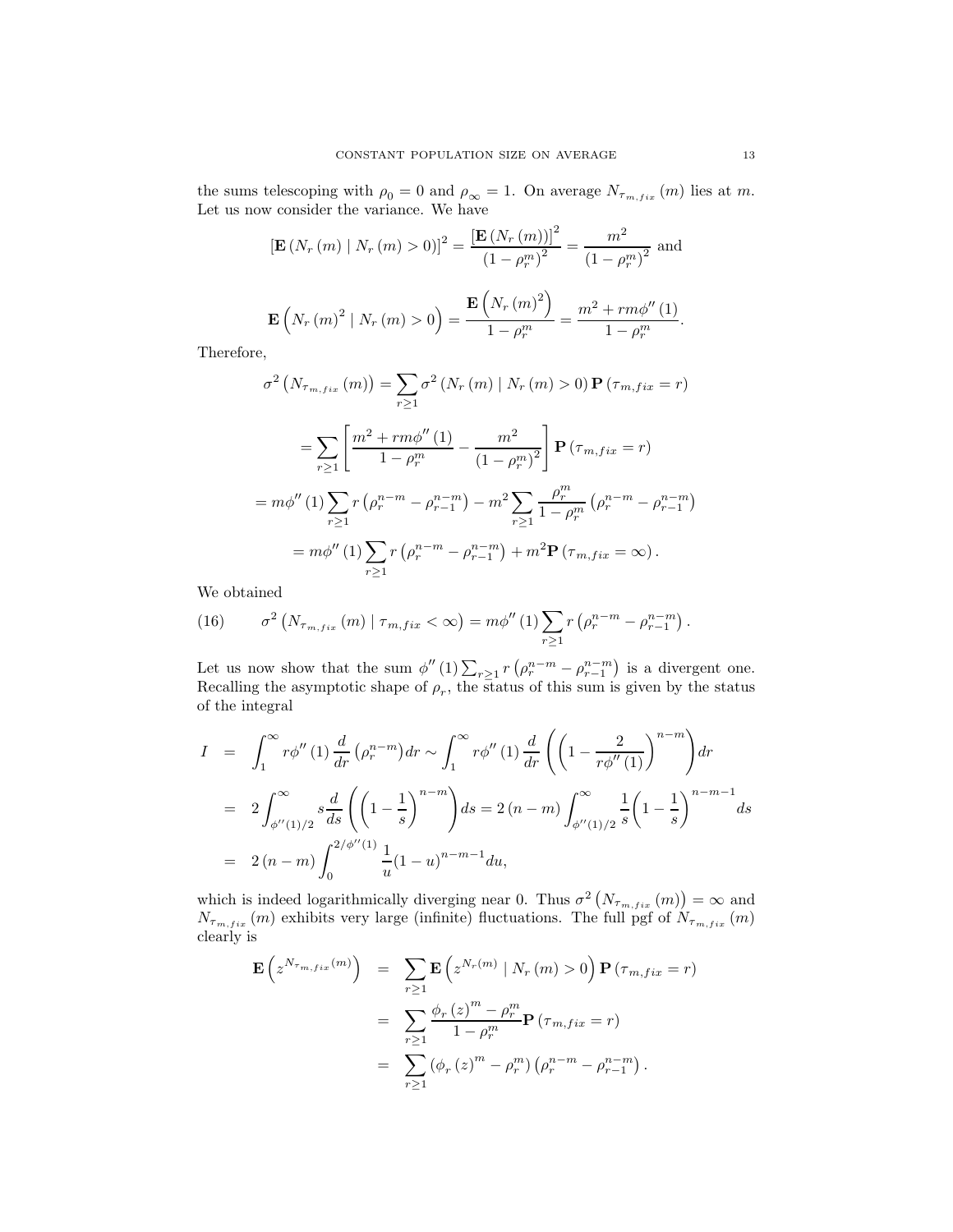the sums telescoping with $\rho_0 = 0$ and $\rho_\infty = 1$. On average $N_{\tau_{m,fix}}(m)$ lies at $m$. Let us now consider the variance. We have

$$[\mathbf{E}(N_r(m) \mid N_r(m) > 0)]^2 = \frac{[\mathbf{E}(N_r(m))]^2}{(1-\rho_r^m)^2} = \frac{m^2}{(1-\rho_r^m)^2} \text{ and}$$

$$\mathbf{E}\left(N_r(m)^2 \mid N_r(m) > 0\right) = \frac{\mathbf{E}\left(N_r(m)^2\right)}{1-\rho_r^m} = \frac{m^2 + rm\phi''(1)}{1-\rho_r^m}.$$

Therefore,

$$\begin{aligned}
\sigma^2\left(N_{\tau_{m,fix}}(m)\right) &= \sum_{r\geq 1} \sigma^2\left(N_r(m) \mid N_r(m) > 0\right) \mathbf{P}\left(\tau_{m,fix} = r\right) \\
&= \sum_{r\geq 1} \left[\frac{m^2 + rm\phi''(1)}{1-\rho_r^m} - \frac{m^2}{(1-\rho_r^m)^2}\right] \mathbf{P}\left(\tau_{m,fix} = r\right) \\
&= m\phi''(1) \sum_{r\geq 1} r\left(\rho_r^{n-m} - \rho_{r-1}^{n-m}\right) - m^2 \sum_{r\geq 1} \frac{\rho_r^m}{1-\rho_r^m}\left(\rho_r^{n-m} - \rho_{r-1}^{n-m}\right) \\
&= m\phi''(1) \sum_{r\geq 1} r\left(\rho_r^{n-m} - \rho_{r-1}^{n-m}\right) + m^2 \mathbf{P}\left(\tau_{m,fix} = \infty\right).
\end{aligned}$$

We obtained

$$\sigma^2\left(N_{\tau_{m,fix}}(m) \mid \tau_{m,fix} < \infty\right) = m\phi''(1) \sum_{r\geq 1} r\left(\rho_r^{n-m} - \rho_{r-1}^{n-m}\right). \tag{16}$$

Let us now show that the sum $\phi''(1) \sum_{r\geq 1} r\left(\rho_r^{n-m} - \rho_{r-1}^{n-m}\right)$ is a divergent one. Recalling the asymptotic shape of $\rho_r$, the status of this sum is given by the status of the integral

$$\begin{aligned}
I &= \int_1^\infty r\phi''(1) \frac{d}{dr}\left(\rho_r^{n-m}\right) dr \sim \int_1^\infty r\phi''(1) \frac{d}{dr}\left(\left(1 - \frac{2}{r\phi''(1)}\right)^{n-m}\right) dr \\
&= 2\int_{\phi''(1)/2}^\infty s \frac{d}{ds}\left(\left(1 - \frac{1}{s}\right)^{n-m}\right) ds = 2(n-m) \int_{\phi''(1)/2}^\infty \frac{1}{s}\left(1 - \frac{1}{s}\right)^{n-m-1} ds \\
&= 2(n-m) \int_0^{2/\phi''(1)} \frac{1}{u}(1-u)^{n-m-1} du,
\end{aligned}$$

which is indeed logarithmically diverging near 0. Thus $\sigma^2\left(N_{\tau_{m,fix}}(m)\right) = \infty$ and $N_{\tau_{m,fix}}(m)$ exhibits very large (infinite) fluctuations. The full pgf of $N_{\tau_{m,fix}}(m)$ clearly is

$$\begin{aligned}
\mathbf{E}\left(z^{N_{\tau_{m,fix}}(m)}\right) &= \sum_{r\geq 1} \mathbf{E}\left(z^{N_r(m)} \mid N_r(m) > 0\right) \mathbf{P}\left(\tau_{m,fix} = r\right) \\
&= \sum_{r\geq 1} \frac{\phi_r(z)^m - \rho_r^m}{1-\rho_r^m} \mathbf{P}\left(\tau_{m,fix} = r\right) \\
&= \sum_{r\geq 1} \left(\phi_r(z)^m - \rho_r^m\right)\left(\rho_r^{n-m} - \rho_{r-1}^{n-m}\right).
\end{aligned}$$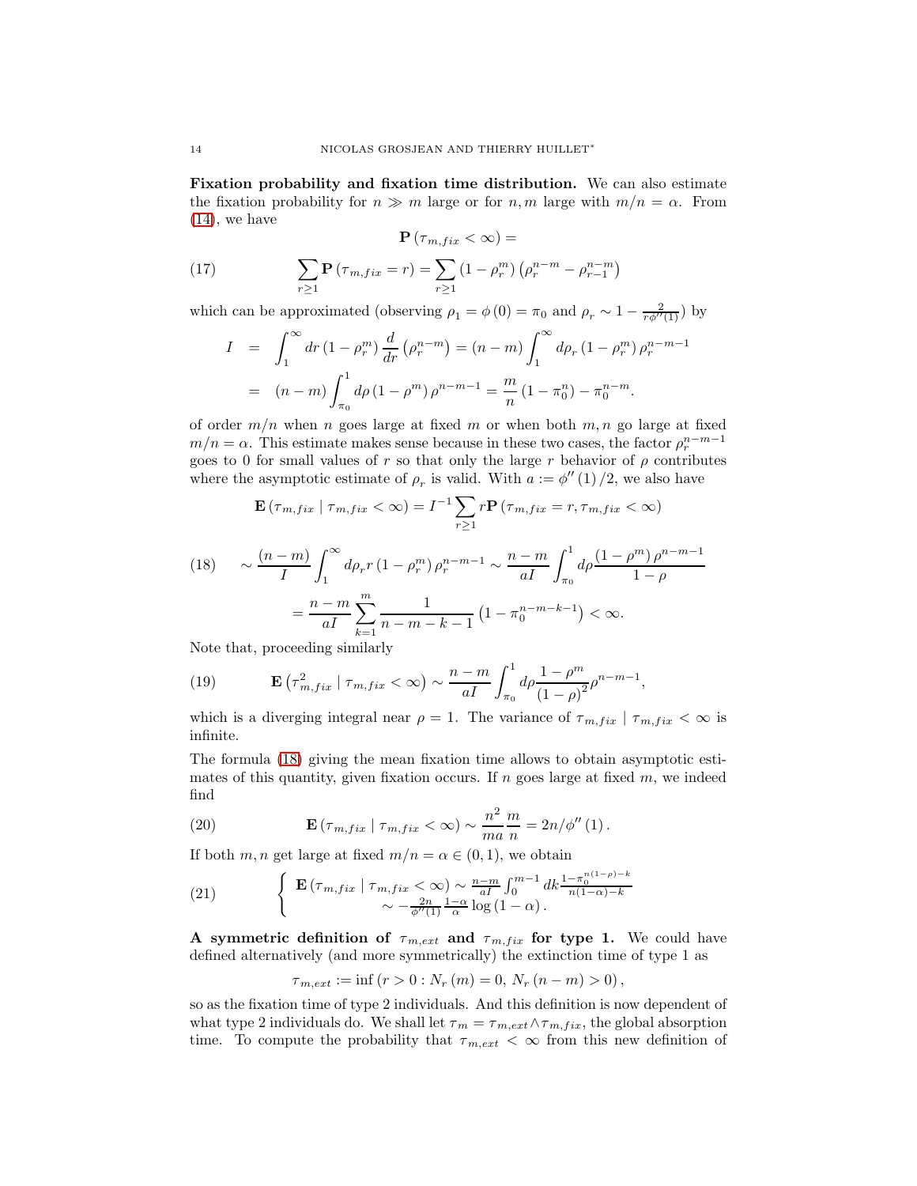**Fixation probability and fixation time distribution.** We can also estimate the fixation probability for $n \gg m$ large or for $n, m$ large with $m/n = \alpha$. From (14), we have

$$\mathbf{P}(\tau_{m,fix} < \infty) =$$

$$\sum_{r \geq 1} \mathbf{P}(\tau_{m,fix} = r) = \sum_{r \geq 1} (1 - \rho_r^m)(\rho_r^{n-m} - \rho_{r-1}^{n-m}) \tag{17}$$

which can be approximated (observing $\rho_1 = \phi(0) = \pi_0$ and $\rho_r \sim 1 - \frac{2}{r\phi''(1)}$) by

$$\begin{aligned} I &= \int_1^\infty dr\,(1 - \rho_r^m) \frac{d}{dr}(\rho_r^{n-m}) = (n-m)\int_1^\infty d\rho_r\,(1 - \rho_r^m)\rho_r^{n-m-1} \\ &= (n-m)\int_{\pi_0}^1 d\rho\,(1 - \rho^m)\rho^{n-m-1} = \frac{m}{n}(1 - \pi_0^n) - \pi_0^{n-m}. \end{aligned}$$

of order $m/n$ when $n$ goes large at fixed $m$ or when both $m, n$ go large at fixed $m/n = \alpha$. This estimate makes sense because in these two cases, the factor $\rho_r^{n-m-1}$ goes to 0 for small values of $r$ so that only the large $r$ behavior of $\rho$ contributes where the asymptotic estimate of $\rho_r$ is valid. With $a := \phi''(1)/2$, we also have

$$\mathbf{E}(\tau_{m,fix} \mid \tau_{m,fix} < \infty) = I^{-1} \sum_{r \geq 1} r\mathbf{P}(\tau_{m,fix} = r, \tau_{m,fix} < \infty)$$

$$\begin{aligned} &\sim \frac{(n-m)}{I}\int_1^\infty d\rho_r\, r(1 - \rho_r^m)\rho_r^{n-m-1} \sim \frac{n-m}{aI}\int_{\pi_0}^1 d\rho \frac{(1 - \rho^m)\rho^{n-m-1}}{1 - \rho} \\ &= \frac{n-m}{aI}\sum_{k=1}^m \frac{1}{n-m-k-1}\left(1 - \pi_0^{n-m-k-1}\right) < \infty. \end{aligned} \tag{18}$$

Note that, proceeding similarly

$$\mathbf{E}\left(\tau_{m,fix}^2 \mid \tau_{m,fix} < \infty\right) \sim \frac{n-m}{aI}\int_{\pi_0}^1 d\rho \frac{1 - \rho^m}{(1-\rho)^2}\rho^{n-m-1}, \tag{19}$$

which is a diverging integral near $\rho = 1$. The variance of $\tau_{m,fix} \mid \tau_{m,fix} < \infty$ is infinite.

The formula (18) giving the mean fixation time allows to obtain asymptotic estimates of this quantity, given fixation occurs. If $n$ goes large at fixed $m$, we indeed find

$$\mathbf{E}(\tau_{m,fix} \mid \tau_{m,fix} < \infty) \sim \frac{n^2}{ma}\frac{m}{n} = 2n/\phi''(1). \tag{20}$$

If both $m, n$ get large at fixed $m/n = \alpha \in (0, 1)$, we obtain

$$\left\{ \begin{array}{l} \mathbf{E}(\tau_{m,fix} \mid \tau_{m,fix} < \infty) \sim \frac{n-m}{aI}\int_0^{m-1} dk \frac{1 - \pi_0^{n(1-\rho)-k}}{n(1-\alpha)-k} \\ \qquad \sim -\frac{2n}{\phi''(1)}\frac{1-\alpha}{\alpha}\log(1-\alpha). \end{array} \right. \tag{21}$$

**A symmetric definition of $\tau_{m,ext}$ and $\tau_{m,fix}$ for type 1.** We could have defined alternatively (and more symmetrically) the extinction time of type 1 as

$$\tau_{m,ext} := \inf(r > 0 : N_r(m) = 0,\, N_r(n-m) > 0),$$

so as the fixation time of type 2 individuals. And this definition is now dependent of what type 2 individuals do. We shall let $\tau_m = \tau_{m,ext} \wedge \tau_{m,fix}$, the global absorption time. To compute the probability that $\tau_{m,ext} < \infty$ from this new definition of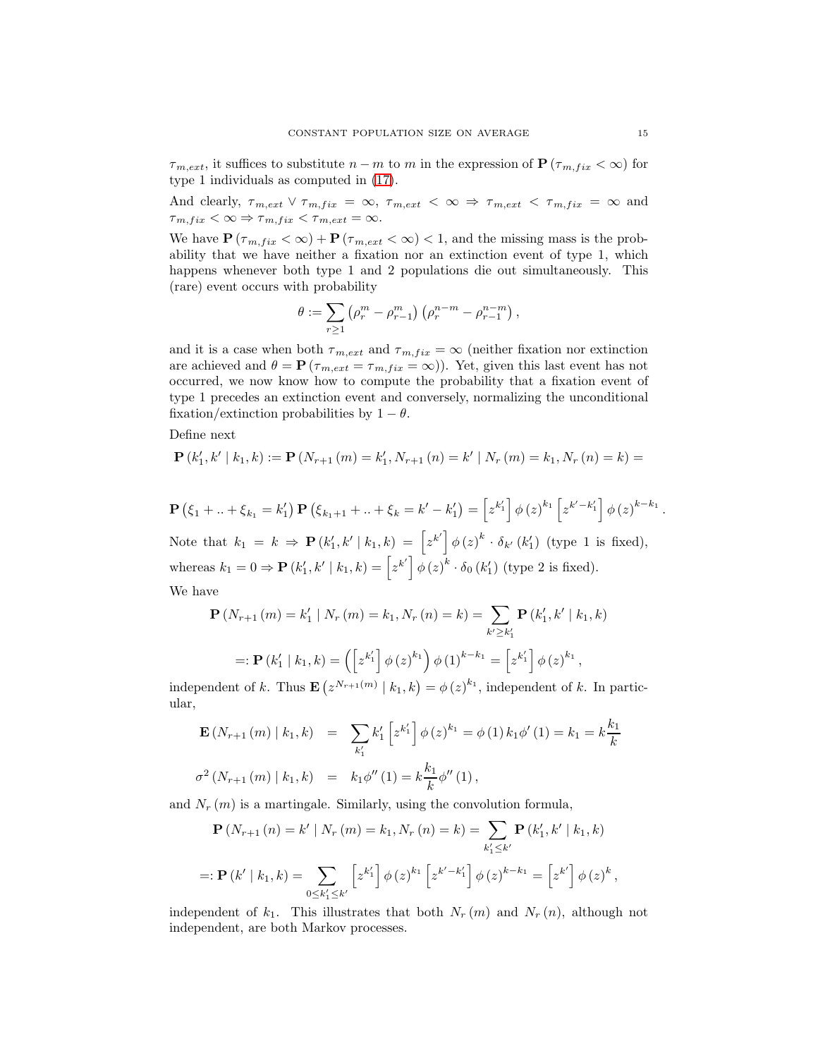$\tau_{m,ext}$, it suffices to substitute $n-m$ to $m$ in the expression of $\mathbf{P}\left(\tau_{m,fix}<\infty\right)$ for type 1 individuals as computed in (17).

And clearly, $\tau_{m,ext}\vee\tau_{m,fix}=\infty$, $\tau_{m,ext}<\infty\Rightarrow\tau_{m,ext}<\tau_{m,fix}=\infty$ and $\tau_{m,fix}<\infty\Rightarrow\tau_{m,fix}<\tau_{m,ext}=\infty$.

We have $\mathbf{P}\left(\tau_{m,fix}<\infty\right)+\mathbf{P}\left(\tau_{m,ext}<\infty\right)<1$, and the missing mass is the probability that we have neither a fixation nor an extinction event of type 1, which happens whenever both type 1 and 2 populations die out simultaneously. This (rare) event occurs with probability

$$\theta:=\sum_{r\geq 1}\left(\rho_r^m-\rho_{r-1}^m\right)\left(\rho_r^{n-m}-\rho_{r-1}^{n-m}\right),$$

and it is a case when both $\tau_{m,ext}$ and $\tau_{m,fix}=\infty$ (neither fixation nor extinction are achieved and $\theta=\mathbf{P}\left(\tau_{m,ext}=\tau_{m,fix}=\infty\right)$). Yet, given this last event has not occurred, we now know how to compute the probability that a fixation event of type 1 precedes an extinction event and conversely, normalizing the unconditional fixation/extinction probabilities by $1-\theta$.

Define next

$$\mathbf{P}\left(k_1',k'\mid k_1,k\right):=\mathbf{P}\left(N_{r+1}\left(m\right)=k_1',N_{r+1}\left(n\right)=k'\mid N_r\left(m\right)=k_1,N_r\left(n\right)=k\right)=$$

$$\mathbf{P}\left(\xi_1+..+\xi_{k_1}=k_1'\right)\mathbf{P}\left(\xi_{k_1+1}+..+\xi_k=k'-k_1'\right)=\left[z^{k_1'}\right]\phi\left(z\right)^{k_1}\left[z^{k'-k_1'}\right]\phi\left(z\right)^{k-k_1}.$$

Note that $k_1=k\Rightarrow\mathbf{P}\left(k_1',k'\mid k_1,k\right)=\left[z^{k'}\right]\phi\left(z\right)^k\cdot\delta_{k'}\left(k_1'\right)$ (type 1 is fixed), whereas $k_1=0\Rightarrow\mathbf{P}\left(k_1',k'\mid k_1,k\right)=\left[z^{k'}\right]\phi\left(z\right)^k\cdot\delta_0\left(k_1'\right)$ (type 2 is fixed).

We have

$$\mathbf{P}\left(N_{r+1}\left(m\right)=k_1'\mid N_r\left(m\right)=k_1,N_r\left(n\right)=k\right)=\sum_{k'\geq k_1'}\mathbf{P}\left(k_1',k'\mid k_1,k\right)$$

$$=:\mathbf{P}\left(k_1'\mid k_1,k\right)=\left(\left[z^{k_1'}\right]\phi\left(z\right)^{k_1}\right)\phi\left(1\right)^{k-k_1}=\left[z^{k_1'}\right]\phi\left(z\right)^{k_1},$$

independent of $k$. Thus $\mathbf{E}\left(z^{N_{r+1}(m)}\mid k_1,k\right)=\phi\left(z\right)^{k_1}$, independent of $k$. In particular,

$$\begin{aligned}\mathbf{E}\left(N_{r+1}\left(m\right)\mid k_1,k\right)&=\sum_{k_1'}k_1'\left[z^{k_1'}\right]\phi\left(z\right)^{k_1}=\phi\left(1\right)k_1\phi'\left(1\right)=k_1=k\frac{k_1}{k}\\ \sigma^2\left(N_{r+1}\left(m\right)\mid k_1,k\right)&=k_1\phi''\left(1\right)=k\frac{k_1}{k}\phi''\left(1\right),\end{aligned}$$

and $N_r\left(m\right)$ is a martingale. Similarly, using the convolution formula,

$$\mathbf{P}\left(N_{r+1}\left(n\right)=k'\mid N_r\left(m\right)=k_1,N_r\left(n\right)=k\right)=\sum_{k_1'\leq k'}\mathbf{P}\left(k_1',k'\mid k_1,k\right)$$

$$=:\mathbf{P}\left(k'\mid k_1,k\right)=\sum_{0\leq k_1'\leq k'}\left[z^{k_1'}\right]\phi\left(z\right)^{k_1}\left[z^{k'-k_1'}\right]\phi\left(z\right)^{k-k_1}=\left[z^{k'}\right]\phi\left(z\right)^k,$$

independent of $k_1$. This illustrates that both $N_r\left(m\right)$ and $N_r\left(n\right)$, although not independent, are both Markov processes.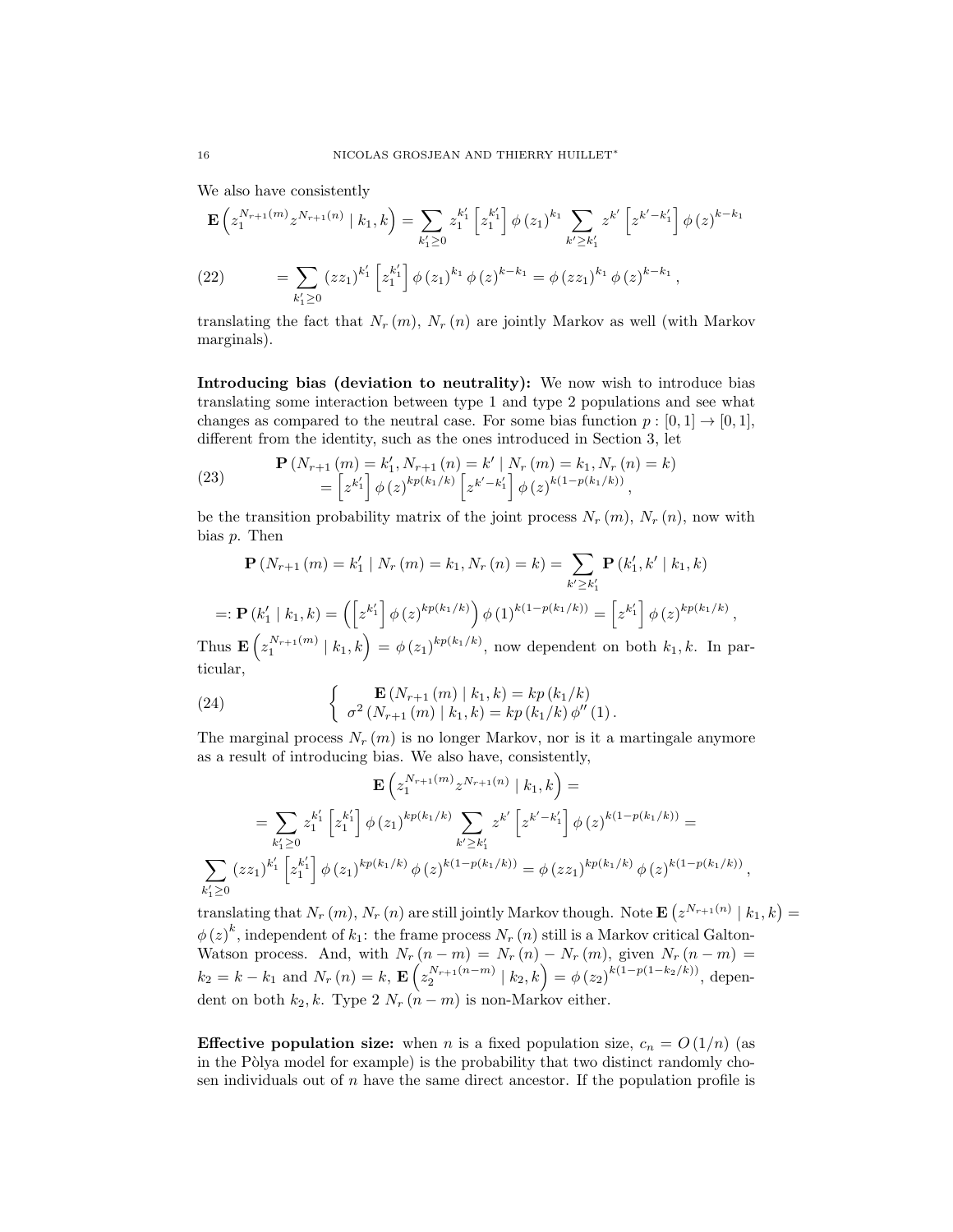We also have consistently

$$\mathbf{E}\left(z_1^{N_{r+1}(m)} z^{N_{r+1}(n)} \mid k_1, k\right) = \sum_{k_1' \geq 0} z_1^{k_1'} \left[z_1^{k_1'}\right] \phi(z_1)^{k_1} \sum_{k' \geq k_1'} z^{k'} \left[z^{k'-k_1'}\right] \phi(z)^{k-k_1}$$

$$= \sum_{k_1' \geq 0} (z z_1)^{k_1'} \left[z_1^{k_1'}\right] \phi(z_1)^{k_1} \phi(z)^{k-k_1} = \phi(z z_1)^{k_1} \phi(z)^{k-k_1}, \tag{22}$$

translating the fact that $N_r(m)$, $N_r(n)$ are jointly Markov as well (with Markov marginals).

**Introducing bias (deviation to neutrality):** We now wish to introduce bias translating some interaction between type 1 and type 2 populations and see what changes as compared to the neutral case. For some bias function $p : [0,1] \to [0,1]$, different from the identity, such as the ones introduced in Section 3, let

$$\begin{array}{c} \mathbf{P}\left(N_{r+1}(m) = k_1', N_{r+1}(n) = k' \mid N_r(m) = k_1, N_r(n) = k\right) \\ = \left[z^{k_1'}\right] \phi(z)^{kp(k_1/k)} \left[z^{k'-k_1'}\right] \phi(z)^{k(1-p(k_1/k))}, \end{array} \tag{23}$$

be the transition probability matrix of the joint process $N_r(m)$, $N_r(n)$, now with bias $p$. Then

$$\mathbf{P}\left(N_{r+1}(m) = k_1' \mid N_r(m) = k_1, N_r(n) = k\right) = \sum_{k' \geq k_1'} \mathbf{P}\left(k_1', k' \mid k_1, k\right)$$

$$=: \mathbf{P}\left(k_1' \mid k_1, k\right) = \left(\left[z^{k_1'}\right] \phi(z)^{kp(k_1/k)}\right) \phi(1)^{k(1-p(k_1/k))} = \left[z^{k_1'}\right] \phi(z)^{kp(k_1/k)},$$

Thus $\mathbf{E}\left(z_1^{N_{r+1}(m)} \mid k_1, k\right) = \phi(z_1)^{kp(k_1/k)}$, now dependent on both $k_1, k$. In particular,

$$\left\{ \begin{array}{c} \mathbf{E}\left(N_{r+1}(m) \mid k_1, k\right) = kp(k_1/k) \\ \sigma^2\left(N_{r+1}(m) \mid k_1, k\right) = kp(k_1/k)\, \phi''(1). \end{array} \right. \tag{24}$$

The marginal process $N_r(m)$ is no longer Markov, nor is it a martingale anymore as a result of introducing bias. We also have, consistently,

$$\mathbf{E}\left(z_1^{N_{r+1}(m)} z^{N_{r+1}(n)} \mid k_1, k\right) =$$

$$= \sum_{k_1' \geq 0} z_1^{k_1'} \left[z_1^{k_1'}\right] \phi(z_1)^{kp(k_1/k)} \sum_{k' \geq k_1'} z^{k'} \left[z^{k'-k_1'}\right] \phi(z)^{k(1-p(k_1/k))} =$$

$$\sum_{k_1' \geq 0} (z z_1)^{k_1'} \left[z_1^{k_1'}\right] \phi(z_1)^{kp(k_1/k)} \phi(z)^{k(1-p(k_1/k))} = \phi(z z_1)^{kp(k_1/k)} \phi(z)^{k(1-p(k_1/k))},$$

translating that $N_r(m)$, $N_r(n)$ are still jointly Markov though. Note $\mathbf{E}\left(z^{N_{r+1}(n)} \mid k_1, k\right) = \phi(z)^k$, independent of $k_1$: the frame process $N_r(n)$ still is a Markov critical Galton-Watson process. And, with $N_r(n-m) = N_r(n) - N_r(m)$, given $N_r(n-m) = k_2 = k - k_1$ and $N_r(n) = k$, $\mathbf{E}\left(z_2^{N_{r+1}(n-m)} \mid k_2, k\right) = \phi(z_2)^{k(1-p(1-k_2/k))}$, dependent on both $k_2, k$. Type 2 $N_r(n-m)$ is non-Markov either.

**Effective population size:** when $n$ is a fixed population size, $c_n = O(1/n)$ (as in the Pòlya model for example) is the probability that two distinct randomly chosen individuals out of $n$ have the same direct ancestor. If the population profile is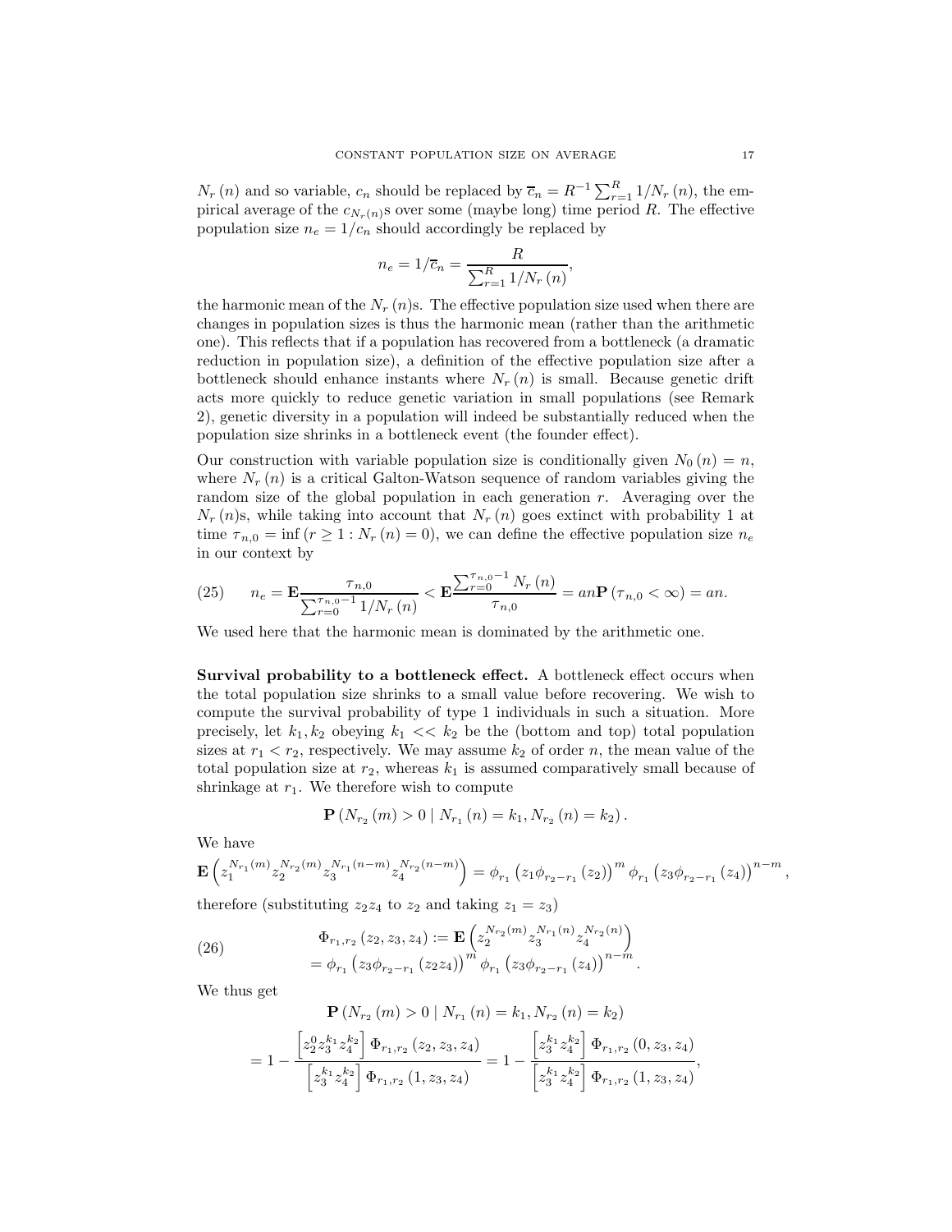$N_r(n)$ and so variable, $c_n$ should be replaced by $\overline{c}_n = R^{-1}\sum_{r=1}^{R} 1/N_r(n)$, the empirical average of the $c_{N_r(n)}$s over some (maybe long) time period $R$. The effective population size $n_e = 1/c_n$ should accordingly be replaced by

$$n_e = 1/\overline{c}_n = \frac{R}{\sum_{r=1}^{R} 1/N_r(n)},$$

the harmonic mean of the $N_r(n)$s. The effective population size used when there are changes in population sizes is thus the harmonic mean (rather than the arithmetic one). This reflects that if a population has recovered from a bottleneck (a dramatic reduction in population size), a definition of the effective population size after a bottleneck should enhance instants where $N_r(n)$ is small. Because genetic drift acts more quickly to reduce genetic variation in small populations (see Remark 2), genetic diversity in a population will indeed be substantially reduced when the population size shrinks in a bottleneck event (the founder effect).

Our construction with variable population size is conditionally given $N_0(n) = n$, where $N_r(n)$ is a critical Galton-Watson sequence of random variables giving the random size of the global population in each generation $r$. Averaging over the $N_r(n)$s, while taking into account that $N_r(n)$ goes extinct with probability 1 at time $\tau_{n,0} = \inf(r \geq 1 : N_r(n) = 0)$, we can define the effective population size $n_e$ in our context by

$$n_e = \mathbf{E}\frac{\tau_{n,0}}{\sum_{r=0}^{\tau_{n,0}-1} 1/N_r(n)} < \mathbf{E}\frac{\sum_{r=0}^{\tau_{n,0}-1} N_r(n)}{\tau_{n,0}} = an\mathbf{P}(\tau_{n,0} < \infty) = an. \tag{25}$$

We used here that the harmonic mean is dominated by the arithmetic one.

**Survival probability to a bottleneck effect.** A bottleneck effect occurs when the total population size shrinks to a small value before recovering. We wish to compute the survival probability of type 1 individuals in such a situation. More precisely, let $k_1, k_2$ obeying $k_1 << k_2$ be the (bottom and top) total population sizes at $r_1 < r_2$, respectively. We may assume $k_2$ of order $n$, the mean value of the total population size at $r_2$, whereas $k_1$ is assumed comparatively small because of shrinkage at $r_1$. We therefore wish to compute

$$\mathbf{P}(N_{r_2}(m) > 0 \mid N_{r_1}(n) = k_1, N_{r_2}(n) = k_2).$$

We have

$$\mathbf{E}\left(z_1^{N_{r_1}(m)} z_2^{N_{r_2}(m)} z_3^{N_{r_1}(n-m)} z_4^{N_{r_2}(n-m)}\right) = \phi_{r_1}\left(z_1\phi_{r_2-r_1}(z_2)\right)^m \phi_{r_1}\left(z_3\phi_{r_2-r_1}(z_4)\right)^{n-m},$$

therefore (substituting $z_2 z_4$ to $z_2$ and taking $z_1 = z_3$)

$$\begin{aligned} \Phi_{r_1,r_2}(z_2, z_3, z_4) &:= \mathbf{E}\left(z_2^{N_{r_2}(m)} z_3^{N_{r_1}(n)} z_4^{N_{r_2}(n)}\right) \\ &= \phi_{r_1}\left(z_3\phi_{r_2-r_1}(z_2 z_4)\right)^m \phi_{r_1}\left(z_3\phi_{r_2-r_1}(z_4)\right)^{n-m}. \end{aligned} \tag{26}$$

We thus get

$$\mathbf{P}(N_{r_2}(m) > 0 \mid N_{r_1}(n) = k_1, N_{r_2}(n) = k_2)$$

$$= 1 - \frac{\left[z_2^0 z_3^{k_1} z_4^{k_2}\right] \Phi_{r_1,r_2}(z_2, z_3, z_4)}{\left[z_3^{k_1} z_4^{k_2}\right] \Phi_{r_1,r_2}(1, z_3, z_4)} = 1 - \frac{\left[z_3^{k_1} z_4^{k_2}\right] \Phi_{r_1,r_2}(0, z_3, z_4)}{\left[z_3^{k_1} z_4^{k_2}\right] \Phi_{r_1,r_2}(1, z_3, z_4)},$$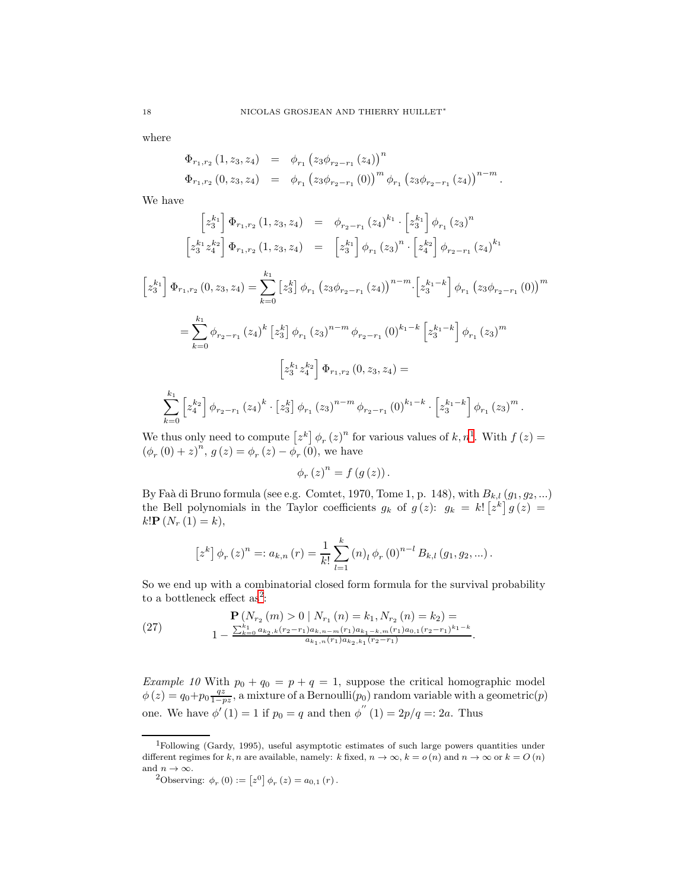where

$$\Phi_{r_1,r_2}(1,z_3,z_4) = \phi_{r_1}\left(z_3\phi_{r_2-r_1}(z_4)\right)^n$$

$$\Phi_{r_1,r_2}(0,z_3,z_4) = \phi_{r_1}\left(z_3\phi_{r_2-r_1}(0)\right)^m \phi_{r_1}\left(z_3\phi_{r_2-r_1}(z_4)\right)^{n-m}.$$

We have

$$\left[z_3^{k_1}\right]\Phi_{r_1,r_2}(1,z_3,z_4) = \phi_{r_2-r_1}(z_4)^{k_1}\cdot\left[z_3^{k_1}\right]\phi_{r_1}(z_3)^n$$

$$\left[z_3^{k_1}z_4^{k_2}\right]\Phi_{r_1,r_2}(1,z_3,z_4) = \left[z_3^{k_1}\right]\phi_{r_1}(z_3)^n\cdot\left[z_4^{k_2}\right]\phi_{r_2-r_1}(z_4)^{k_1}$$

$$\left[z_3^{k_1}\right]\Phi_{r_1,r_2}(0,z_3,z_4) = \sum_{k=0}^{k_1}\left[z_3^k\right]\phi_{r_1}\left(z_3\phi_{r_2-r_1}(z_4)\right)^{n-m}\cdot\left[z_3^{k_1-k}\right]\phi_{r_1}\left(z_3\phi_{r_2-r_1}(0)\right)^m$$

$$= \sum_{k=0}^{k_1}\phi_{r_2-r_1}(z_4)^k\left[z_3^k\right]\phi_{r_1}(z_3)^{n-m}\phi_{r_2-r_1}(0)^{k_1-k}\left[z_3^{k_1-k}\right]\phi_{r_1}(z_3)^m$$

$$\left[z_3^{k_1}z_4^{k_2}\right]\Phi_{r_1,r_2}(0,z_3,z_4) =$$

$$\sum_{k=0}^{k_1}\left[z_4^{k_2}\right]\phi_{r_2-r_1}(z_4)^k\cdot\left[z_3^k\right]\phi_{r_1}(z_3)^{n-m}\phi_{r_2-r_1}(0)^{k_1-k}\cdot\left[z_3^{k_1-k}\right]\phi_{r_1}(z_3)^m.$$

We thus only need to compute $\left[z^k\right]\phi_r(z)^n$ for various values of $k,n$[1]. With $f(z) = (\phi_r(0)+z)^n$, $g(z) = \phi_r(z)-\phi_r(0)$, we have

$$\phi_r(z)^n = f(g(z)).$$

By Faà di Bruno formula (see e.g. Comtet, 1970, Tome 1, p. 148), with $B_{k,l}(g_1,g_2,...)$ the Bell polynomials in the Taylor coefficients $g_k$ of $g(z)$: $g_k = k!\left[z^k\right]g(z) = k!\mathbf{P}(N_r(1)=k)$,

$$\left[z^k\right]\phi_r(z)^n =: a_{k,n}(r) = \frac{1}{k!}\sum_{l=1}^{k}(n)_l\,\phi_r(0)^{n-l}B_{k,l}(g_1,g_2,...).$$

So we end up with a combinatorial closed form formula for the survival probability to a bottleneck effect as[2]:

$$\mathbf{P}(N_{r_2}(m)>0 \mid N_{r_1}(n)=k_1, N_{r_2}(n)=k_2) = \tag{27}$$
$$1-\frac{\sum_{k=0}^{k_1}a_{k_2,k}(r_2-r_1)a_{k,n-m}(r_1)a_{k_1-k,m}(r_1)a_{0,1}(r_2-r_1)^{k_1-k}}{a_{k_1,n}(r_1)a_{k_2,k_1}(r_2-r_1)}.$$

*Example 10* With $p_0+q_0 = p+q = 1$, suppose the critical homographic model $\phi(z) = q_0+p_0\frac{qz}{1-pz}$, a mixture of a Bernoulli($p_0$) random variable with a geometric($p$) one. We have $\phi'(1) = 1$ if $p_0 = q$ and then $\phi''(1) = 2p/q =: 2a$. Thus

---

[1] Following (Gardy, 1995), useful asymptotic estimates of such large powers quantities under different regimes for $k,n$ are available, namely: $k$ fixed, $n\to\infty$, $k = o(n)$ and $n\to\infty$ or $k = O(n)$ and $n\to\infty$.

[2] Observing: $\phi_r(0) := \left[z^0\right]\phi_r(z) = a_{0,1}(r)$.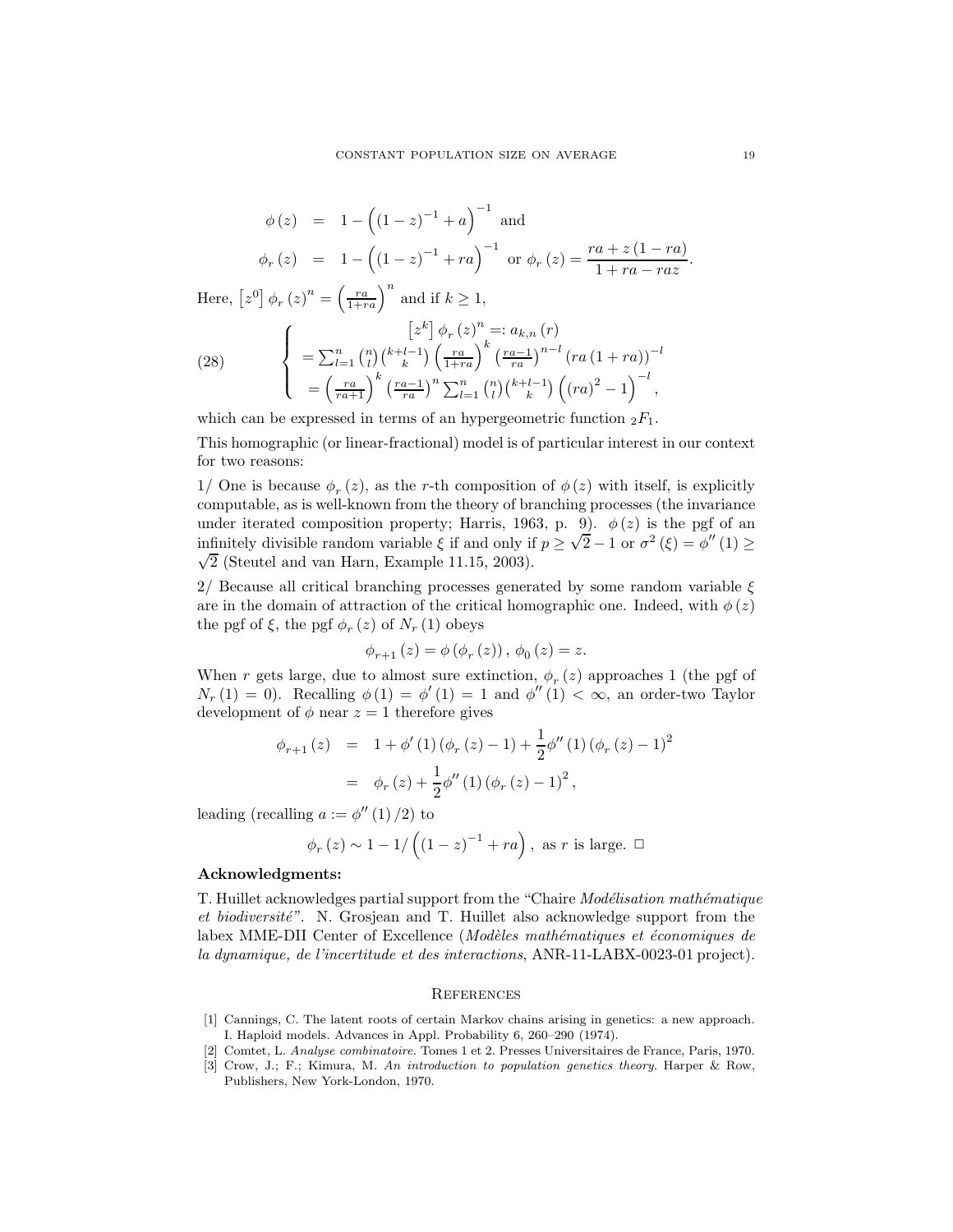$$
\begin{aligned}
\phi(z) &= 1-\left((1-z)^{-1}+a\right)^{-1} \text{ and} \\
\phi_r(z) &= 1-\left((1-z)^{-1}+ra\right)^{-1} \text{ or } \phi_r(z)=\frac{ra+z(1-ra)}{1+ra-raz}.
\end{aligned}
$$

Here, $\left[z^0\right]\phi_r(z)^n=\left(\frac{ra}{1+ra}\right)^n$ and if $k\geq 1$,

$$
\left\{
\begin{array}{c}
\left[z^k\right]\phi_r(z)^n =: a_{k,n}(r) \\
=\sum_{l=1}^n \binom{n}{l}\binom{k+l-1}{k}\left(\frac{ra}{1+ra}\right)^k\left(\frac{ra-1}{ra}\right)^{n-l}\left(ra(1+ra)\right)^{-l} \\
=\left(\frac{ra}{ra+1}\right)^k\left(\frac{ra-1}{ra}\right)^n\sum_{l=1}^n\binom{n}{l}\binom{k+l-1}{k}\left((ra)^2-1\right)^{-l},
\end{array}
\right. \tag{28}
$$

which can be expressed in terms of an hypergeometric function ${}_2F_1$.

This homographic (or linear-fractional) model is of particular interest in our context for two reasons:

1/ One is because $\phi_r(z)$, as the $r$-th composition of $\phi(z)$ with itself, is explicitly computable, as is well-known from the theory of branching processes (the invariance under iterated composition property; Harris, 1963, p. 9). $\phi(z)$ is the pgf of an infinitely divisible random variable $\xi$ if and only if $p\geq\sqrt{2}-1$ or $\sigma^2(\xi)=\phi''(1)\geq\sqrt{2}$ (Steutel and van Harn, Example 11.15, 2003).

2/ Because all critical branching processes generated by some random variable $\xi$ are in the domain of attraction of the critical homographic one. Indeed, with $\phi(z)$ the pgf of $\xi$, the pgf $\phi_r(z)$ of $N_r(1)$ obeys

$$
\phi_{r+1}(z)=\phi\left(\phi_r(z)\right),\ \phi_0(z)=z.
$$

When $r$ gets large, due to almost sure extinction, $\phi_r(z)$ approaches 1 (the pgf of $N_r(1)=0$). Recalling $\phi(1)=\phi'(1)=1$ and $\phi''(1)<\infty$, an order-two Taylor development of $\phi$ near $z=1$ therefore gives

$$
\begin{aligned}
\phi_{r+1}(z) &= 1+\phi'(1)\left(\phi_r(z)-1\right)+\frac{1}{2}\phi''(1)\left(\phi_r(z)-1\right)^2 \\
&= \phi_r(z)+\frac{1}{2}\phi''(1)\left(\phi_r(z)-1\right)^2,
\end{aligned}
$$

leading (recalling $a:=\phi''(1)/2$) to

$$
\phi_r(z)\sim 1-1/\left((1-z)^{-1}+ra\right),\text{ as } r \text{ is large. } \square
$$

**Acknowledgments:**

T. Huillet acknowledges partial support from the "Chaire *Modélisation mathématique et biodiversité*". N. Grosjean and T. Huillet also acknowledge support from the labex MME-DII Center of Excellence (*Modèles mathématiques et économiques de la dynamique, de l'incertitude et des interactions*, ANR-11-LABX-0023-01 project).

## References

[1] Cannings, C. The latent roots of certain Markov chains arising in genetics: a new approach. I. Haploid models. Advances in Appl. Probability 6, 260–290 (1974).

[2] Comtet, L. *Analyse combinatoire.* Tomes 1 et 2. Presses Universitaires de France, Paris, 1970.

[3] Crow, J.; F.; Kimura, M. *An introduction to population genetics theory.* Harper & Row, Publishers, New York-London, 1970.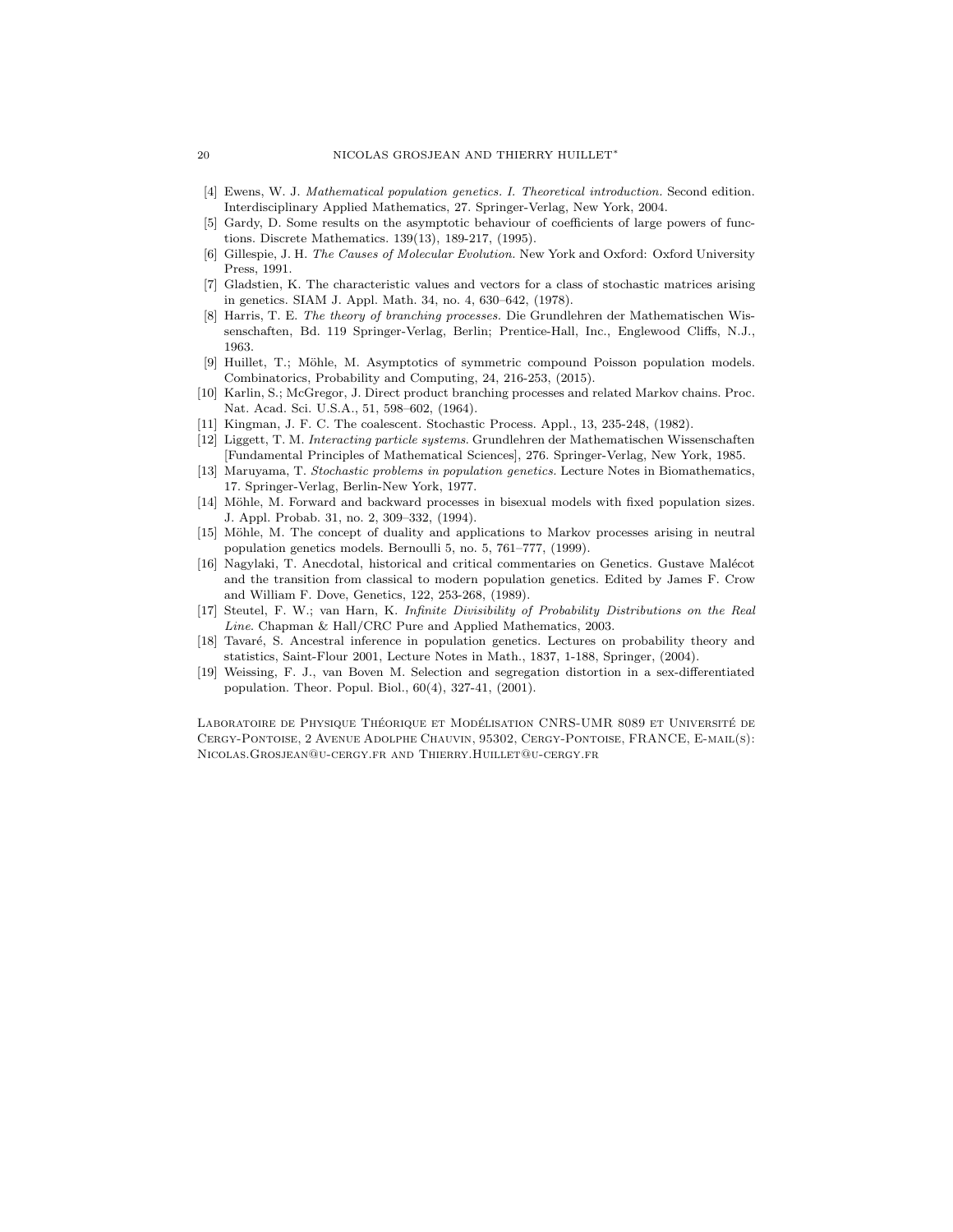[4] Ewens, W. J. *Mathematical population genetics. I. Theoretical introduction.* Second edition. Interdisciplinary Applied Mathematics, 27. Springer-Verlag, New York, 2004.

[5] Gardy, D. Some results on the asymptotic behaviour of coefficients of large powers of functions. Discrete Mathematics. 139(13), 189-217, (1995).

[6] Gillespie, J. H. *The Causes of Molecular Evolution.* New York and Oxford: Oxford University Press, 1991.

[7] Gladstien, K. The characteristic values and vectors for a class of stochastic matrices arising in genetics. SIAM J. Appl. Math. 34, no. 4, 630–642, (1978).

[8] Harris, T. E. *The theory of branching processes.* Die Grundlehren der Mathematischen Wissenschaften, Bd. 119 Springer-Verlag, Berlin; Prentice-Hall, Inc., Englewood Cliffs, N.J., 1963.

[9] Huillet, T.; Möhle, M. Asymptotics of symmetric compound Poisson population models. Combinatorics, Probability and Computing, 24, 216-253, (2015).

[10] Karlin, S.; McGregor, J. Direct product branching processes and related Markov chains. Proc. Nat. Acad. Sci. U.S.A., 51, 598–602, (1964).

[11] Kingman, J. F. C. The coalescent. Stochastic Process. Appl., 13, 235-248, (1982).

[12] Liggett, T. M. *Interacting particle systems.* Grundlehren der Mathematischen Wissenschaften [Fundamental Principles of Mathematical Sciences], 276. Springer-Verlag, New York, 1985.

[13] Maruyama, T. *Stochastic problems in population genetics.* Lecture Notes in Biomathematics, 17. Springer-Verlag, Berlin-New York, 1977.

[14] Möhle, M. Forward and backward processes in bisexual models with fixed population sizes. J. Appl. Probab. 31, no. 2, 309–332, (1994).

[15] Möhle, M. The concept of duality and applications to Markov processes arising in neutral population genetics models. Bernoulli 5, no. 5, 761–777, (1999).

[16] Nagylaki, T. Anecdotal, historical and critical commentaries on Genetics. Gustave Malécot and the transition from classical to modern population genetics. Edited by James F. Crow and William F. Dove, Genetics, 122, 253-268, (1989).

[17] Steutel, F. W.; van Harn, K. *Infinite Divisibility of Probability Distributions on the Real Line.* Chapman & Hall/CRC Pure and Applied Mathematics, 2003.

[18] Tavaré, S. Ancestral inference in population genetics. Lectures on probability theory and statistics, Saint-Flour 2001, Lecture Notes in Math., 1837, 1-188, Springer, (2004).

[19] Weissing, F. J., van Boven M. Selection and segregation distortion in a sex-differentiated population. Theor. Popul. Biol., 60(4), 327-41, (2001).

Laboratoire de Physique Théorique et Modélisation CNRS-UMR 8089 et Université de Cergy-Pontoise, 2 Avenue Adolphe Chauvin, 95302, Cergy-Pontoise, FRANCE, E-mail(s): Nicolas.Grosjean@u-cergy.fr and Thierry.Huillet@u-cergy.fr